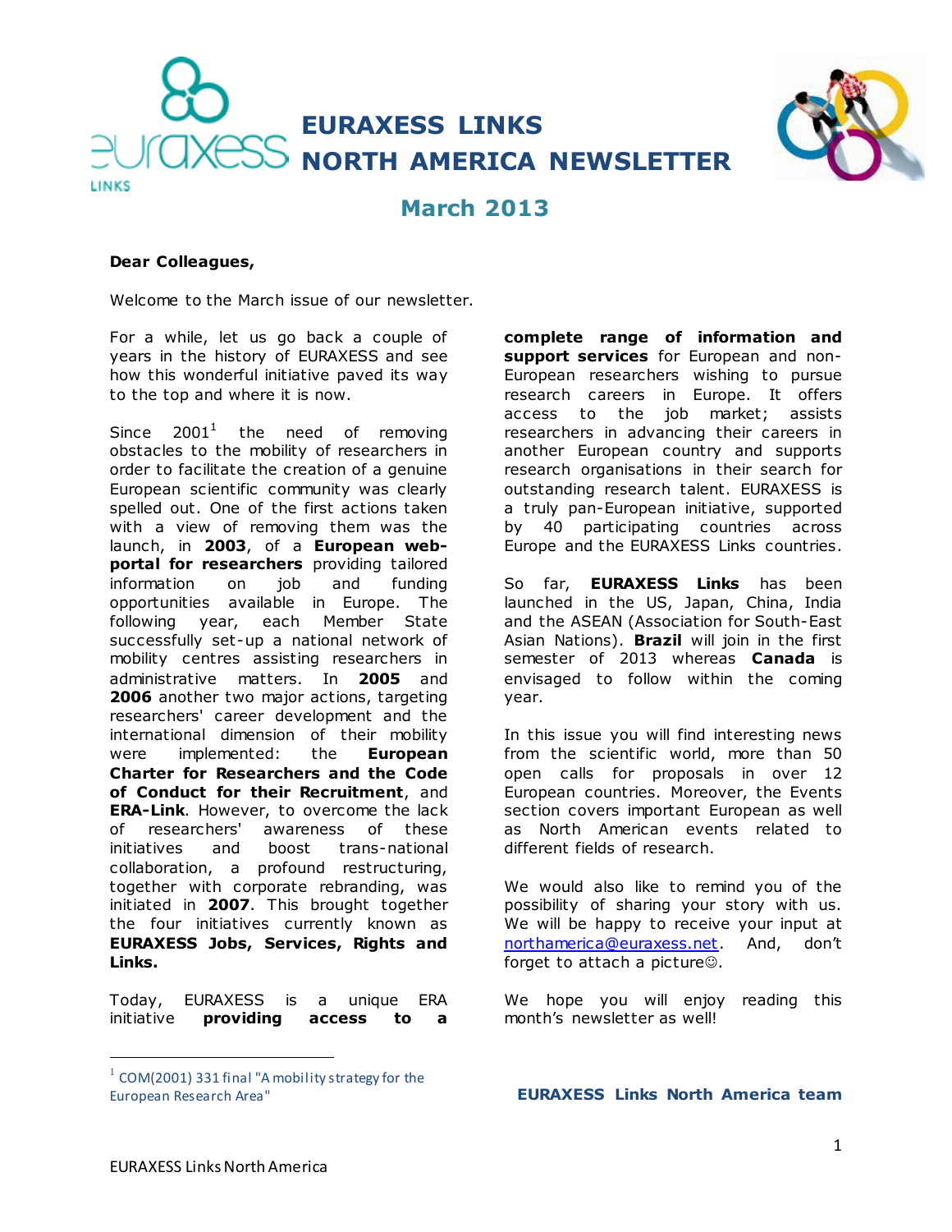# EURAXESS LINKS NORTH AMERICA NEWSLETTER

## March 2013

**Dear Colleagues,**

Welcome to the March issue of our newsletter.

For a while, let us go back a couple of years in the history of EURAXESS and see how this wonderful initiative paved its way to the top and where it is now.

Since 2001[1] the need of removing obstacles to the mobility of researchers in order to facilitate the creation of a genuine European scientific community was clearly spelled out. One of the first actions taken with a view of removing them was the launch, in **2003**, of a **European web-portal for researchers** providing tailored information on job and funding opportunities available in Europe. The following year, each Member State successfully set-up a national network of mobility centres assisting researchers in administrative matters. In **2005** and **2006** another two major actions, targeting researchers' career development and the international dimension of their mobility were implemented: the **European Charter for Researchers and the Code of Conduct for their Recruitment**, and **ERA-Link**. However, to overcome the lack of researchers' awareness of these initiatives and boost trans-national collaboration, a profound restructuring, together with corporate rebranding, was initiated in **2007**. This brought together the four initiatives currently known as **EURAXESS Jobs, Services, Rights and Links.**

Today, EURAXESS is a unique ERA initiative **providing access to a complete range of information and support services** for European and non-European researchers wishing to pursue research careers in Europe. It offers access to the job market; assists researchers in advancing their careers in another European country and supports research organisations in their search for outstanding research talent. EURAXESS is a truly pan-European initiative, supported by 40 participating countries across Europe and the EURAXESS Links countries.

So far, **EURAXESS Links** has been launched in the US, Japan, China, India and the ASEAN (Association for South-East Asian Nations). **Brazil** will join in the first semester of 2013 whereas **Canada** is envisaged to follow within the coming year.

In this issue you will find interesting news from the scientific world, more than 50 open calls for proposals in over 12 European countries. Moreover, the Events section covers important European as well as North American events related to different fields of research.

We would also like to remind you of the possibility of sharing your story with us. We will be happy to receive your input at northamerica@euraxess.net. And, don't forget to attach a picture☺.

We hope you will enjoy reading this month's newsletter as well!

**EURAXESS Links North America team**

---

[1] COM(2001) 331 final "A mobility strategy for the European Research Area"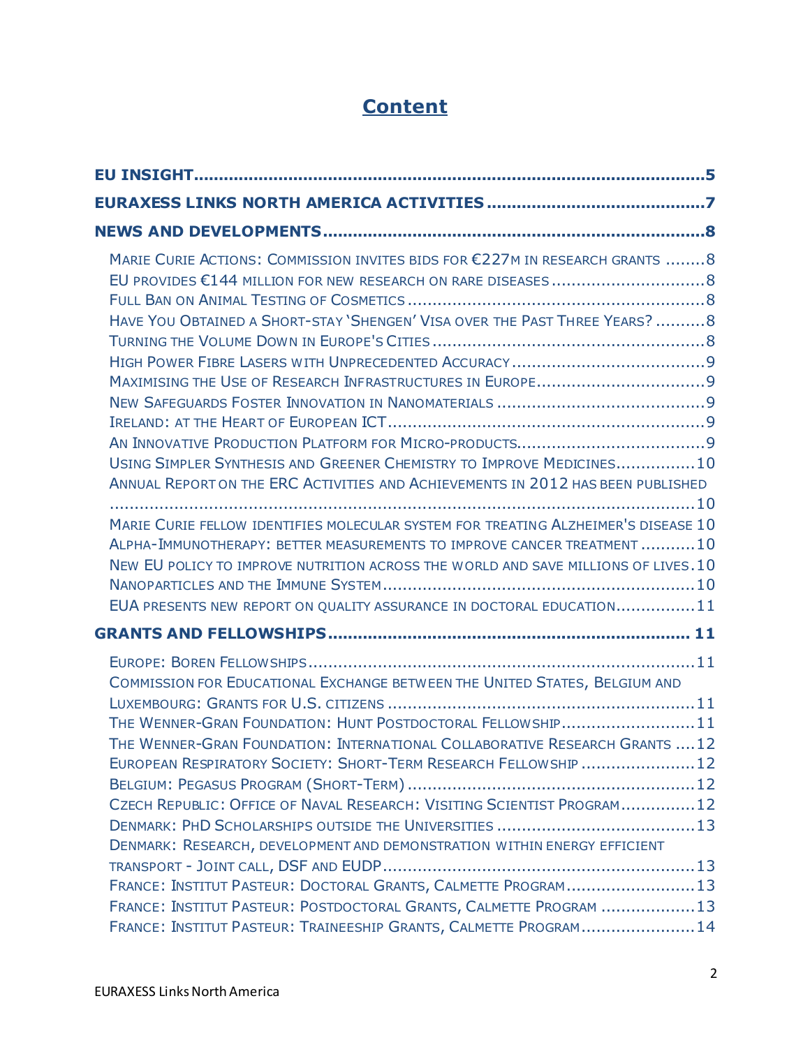# Content

**EU INSIGHT** ........................................................................................5

**EURAXESS LINKS NORTH AMERICA ACTIVITIES** ..........................................7

**NEWS AND DEVELOPMENTS** ........................................................................8

- Marie Curie Actions: Commission invites bids for €227m in research grants ........8
- EU provides €144 million for new research on rare diseases ..............................8
- Full Ban on Animal Testing of Cosmetics ...........................................................8
- Have You Obtained a Short-stay 'Shengen' Visa over the Past Three Years? .........8
- Turning the Volume Down in Europe's Cities ......................................................8
- High Power Fibre Lasers with Unprecedented Accuracy ......................................9
- Maximising the Use of Research Infrastructures in Europe .................................9
- New Safeguards Foster Innovation in Nanomaterials .........................................9
- Ireland: at the Heart of European ICT ...............................................................9
- An Innovative Production Platform for Micro-products.....................................9
- Using Simpler Synthesis and Greener Chemistry to Improve Medicines................10
- Annual Report on the ERC Activities and Achievements in 2012 has been published ..........................................................................................................10
- Marie Curie fellow identifies molecular system for treating Alzheimer's disease 10
- Alpha-Immunotherapy: better measurements to improve cancer treatment ...........10
- New EU policy to improve nutrition across the world and save millions of lives.10
- Nanoparticles and the Immune System ..............................................................10
- EUA presents new report on quality assurance in doctoral education................11

**GRANTS AND FELLOWSHIPS** ...................................................................... 11

- Europe: Boren Fellowships .............................................................................11
- Commission for Educational Exchange between the United States, Belgium and Luxembourg: Grants for U.S. citizens .............................................................11
- The Wenner-Gran Foundation: Hunt Postdoctoral Fellowship...........................11
- The Wenner-Gran Foundation: International Collaborative Research Grants ....12
- European Respiratory Society: Short-Term Research Fellowship .......................12
- Belgium: Pegasus Program (Short-Term) .........................................................12
- Czech Republic: Office of Naval Research: Visiting Scientist Program...............12
- Denmark: PhD Scholarships outside the Universities .......................................13
- Denmark: Research, development and demonstration within energy efficient transport - Joint call, DSF and EUDP..............................................................13
- France: Institut Pasteur: Doctoral Grants, Calmette Program..........................13
- France: Institut Pasteur: Postdoctoral Grants, Calmette Program ...................13
- France: Institut Pasteur: Traineeship Grants, Calmette Program.......................14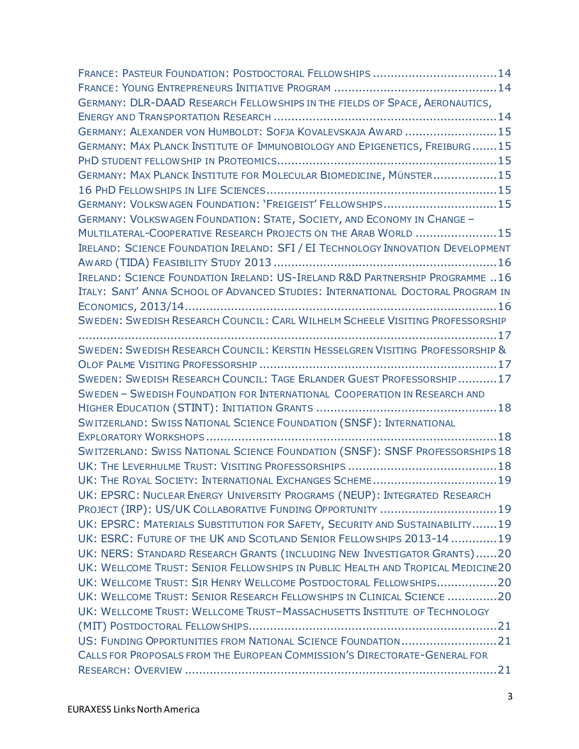FRANCE: PASTEUR FOUNDATION: POSTDOCTORAL FELLOWSHIPS ..................................14

FRANCE: YOUNG ENTREPRENEURS INITIATIVE PROGRAM .............................................14

GERMANY: DLR-DAAD RESEARCH FELLOWSHIPS IN THE FIELDS OF SPACE, AERONAUTICS, ENERGY AND TRANSPORTATION RESEARCH ..............................................................14

GERMANY: ALEXANDER VON HUMBOLDT: SOFJA KOVALEVSKAJA AWARD ..........................15

GERMANY: MAX PLANCK INSTITUTE OF IMMUNOBIOLOGY AND EPIGENETICS, FREIBURG .......15

PHD STUDENT FELLOWSHIP IN PROTEOMICS.............................................................15

GERMANY: MAX PLANCK INSTITUTE FOR MOLECULAR BIOMEDICINE, MÜNSTER..................15

16 PHD FELLOWSHIPS IN LIFE SCIENCES...............................................................15

GERMANY: VOLKSWAGEN FOUNDATION: 'FREIGEIST' FELLOWSHIPS...............................15

GERMANY: VOLKSWAGEN FOUNDATION: STATE, SOCIETY, AND ECONOMY IN CHANGE – MULTILATERAL-COOPERATIVE RESEARCH PROJECTS ON THE ARAB WORLD .......................15

IRELAND: SCIENCE FOUNDATION IRELAND: SFI / EI TECHNOLOGY INNOVATION DEVELOPMENT AWARD (TIDA) FEASIBILITY STUDY 2013 ..............................................................16

IRELAND: SCIENCE FOUNDATION IRELAND: US-IRELAND R&D PARTNERSHIP PROGRAMME ..16

ITALY: SANT' ANNA SCHOOL OF ADVANCED STUDIES: INTERNATIONAL DOCTORAL PROGRAM IN ECONOMICS, 2013/14.......................................................................................16

SWEDEN: SWEDISH RESEARCH COUNCIL: CARL WILHELM SCHEELE VISITING PROFESSORSHIP ..........................................................................................................17

SWEDEN: SWEDISH RESEARCH COUNCIL: KERSTIN HESSELGREN VISITING PROFESSORSHIP & OLOF PALME VISITING PROFESSORSHIP ..................................................................17

SWEDEN: SWEDISH RESEARCH COUNCIL: TAGE ERLANDER GUEST PROFESSORSHIP ...........17

SWEDEN – SWEDISH FOUNDATION FOR INTERNATIONAL COOPERATION IN RESEARCH AND HIGHER EDUCATION (STINT): INITIATION GRANTS ..................................................18

SWITZERLAND: SWISS NATIONAL SCIENCE FOUNDATION (SNSF): INTERNATIONAL EXPLORATORY WORKSHOPS .................................................................................18

SWITZERLAND: SWISS NATIONAL SCIENCE FOUNDATION (SNSF): SNSF PROFESSORSHIPS 18

UK: THE LEVERHULME TRUST: VISITING PROFESSORSHIPS .........................................18

UK: THE ROYAL SOCIETY: INTERNATIONAL EXCHANGES SCHEME...................................19

UK: EPSRC: NUCLEAR ENERGY UNIVERSITY PROGRAMS (NEUP): INTEGRATED RESEARCH PROJECT (IRP): US/UK COLLABORATIVE FUNDING OPPORTUNITY .................................19

UK: EPSRC: MATERIALS SUBSTITUTION FOR SAFETY, SECURITY AND SUSTAINABILITY.......19

UK: ESRC: FUTURE OF THE UK AND SCOTLAND SENIOR FELLOWSHIPS 2013-14 .............19

UK: NERS: STANDARD RESEARCH GRANTS (INCLUDING NEW INVESTIGATOR GRANTS)......20

UK: WELLCOME TRUST: SENIOR FELLOWSHIPS IN PUBLIC HEALTH AND TROPICAL MEDICINE20

UK: WELLCOME TRUST: SIR HENRY WELLCOME POSTDOCTORAL FELLOWSHIPS.................20

UK: WELLCOME TRUST: SENIOR RESEARCH FELLOWSHIPS IN CLINICAL SCIENCE ..............20

UK: WELLCOME TRUST: WELLCOME TRUST–MASSACHUSETTS INSTITUTE OF TECHNOLOGY (MIT) POSTDOCTORAL FELLOWSHIPS....................................................................21

US: FUNDING OPPORTUNITIES FROM NATIONAL SCIENCE FOUNDATION...........................21

CALLS FOR PROPOSALS FROM THE EUROPEAN COMMISSION'S DIRECTORATE-GENERAL FOR RESEARCH: OVERVIEW ........................................................................................21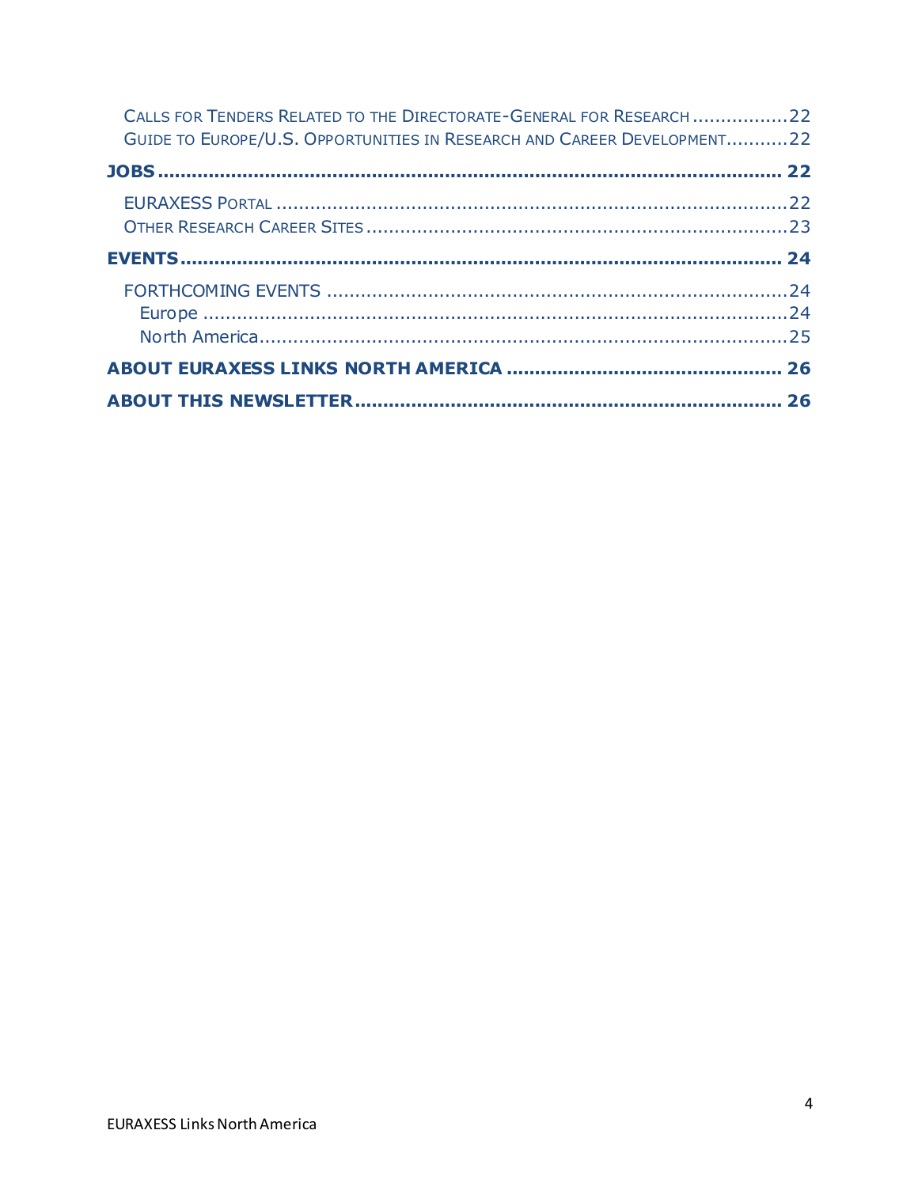Calls for Tenders Related to the Directorate-General for Research ................. 22
Guide to Europe/U.S. Opportunities in Research and Career Development ........... 22

**JOBS ........................................................................................................ 22**

EURAXESS Portal ........................................................................................ 22
Other Research Career Sites ......................................................................... 23

**EVENTS ..................................................................................................... 24**

FORTHCOMING EVENTS ............................................................................... 24
Europe .................................................................................................... 24
North America ........................................................................................... 25

**ABOUT EURAXESS LINKS NORTH AMERICA ................................................. 26**

**ABOUT THIS NEWSLETTER .......................................................................... 26**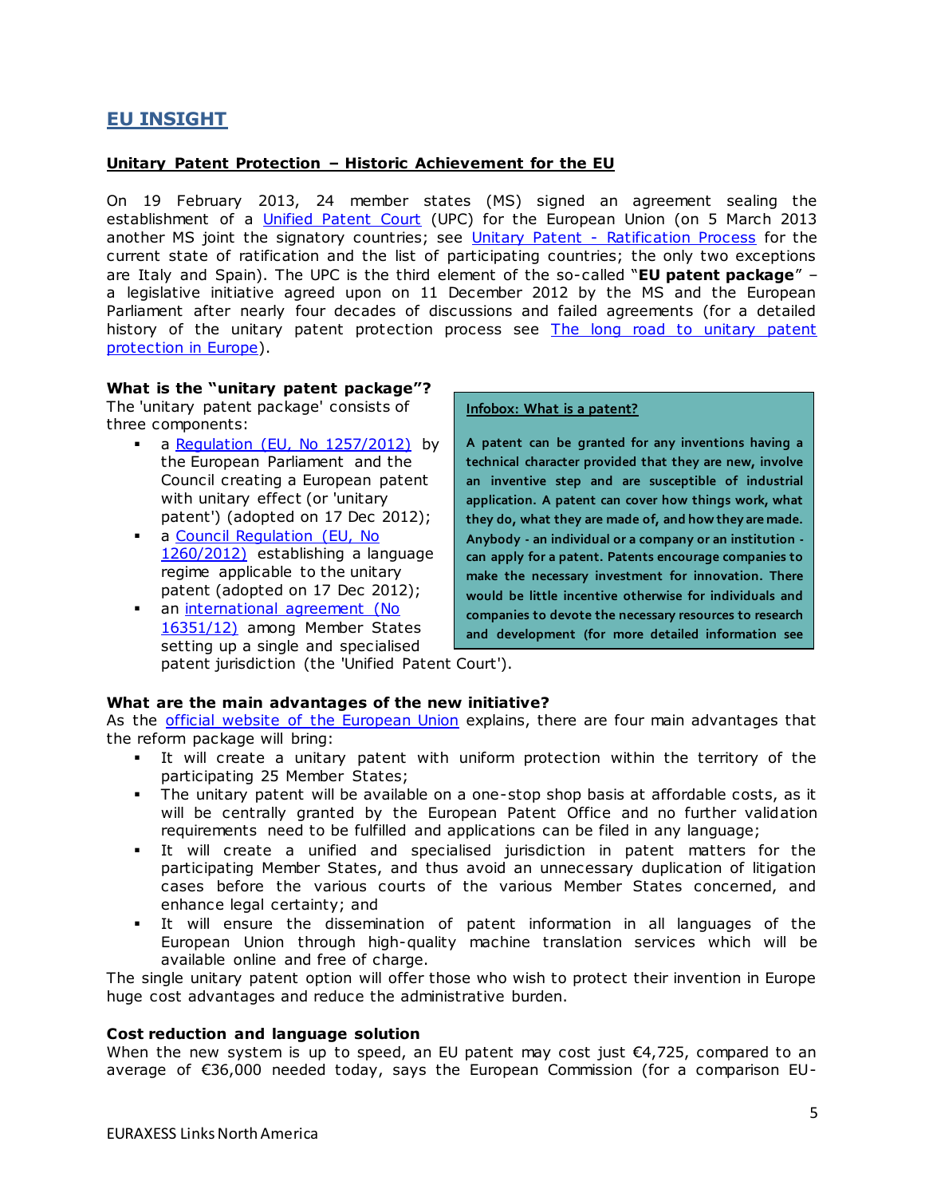## EU INSIGHT

### Unitary Patent Protection – Historic Achievement for the EU

On 19 February 2013, 24 member states (MS) signed an agreement sealing the establishment of a Unified Patent Court (UPC) for the European Union (on 5 March 2013 another MS joint the signatory countries; see Unitary Patent - Ratification Process for the current state of ratification and the list of participating countries; the only two exceptions are Italy and Spain). The UPC is the third element of the so-called "**EU patent package**" – a legislative initiative agreed upon on 11 December 2012 by the MS and the European Parliament after nearly four decades of discussions and failed agreements (for a detailed history of the unitary patent protection process see The long road to unitary patent protection in Europe).

**What is the "unitary patent package"?**

The 'unitary patent package' consists of three components:

- a Regulation (EU, No 1257/2012) by the European Parliament and the Council creating a European patent with unitary effect (or 'unitary patent') (adopted on 17 Dec 2012);
- a Council Regulation (EU, No 1260/2012) establishing a language regime applicable to the unitary patent (adopted on 17 Dec 2012);
- an international agreement (No 16351/12) among Member States setting up a single and specialised patent jurisdiction (the 'Unified Patent Court').

**Infobox: What is a patent?**

**A patent can be granted for any inventions having a technical character provided that they are new, involve an inventive step and are susceptible of industrial application. A patent can cover how things work, what they do, what they are made of, and how they are made. Anybody - an individual or a company or an institution - can apply for a patent. Patents encourage companies to make the necessary investment for innovation. There would be little incentive otherwise for individuals and companies to devote the necessary resources to research and development (for more detailed information see**

**What are the main advantages of the new initiative?**

As the official website of the European Union explains, there are four main advantages that the reform package will bring:

- It will create a unitary patent with uniform protection within the territory of the participating 25 Member States;
- The unitary patent will be available on a one-stop shop basis at affordable costs, as it will be centrally granted by the European Patent Office and no further validation requirements need to be fulfilled and applications can be filed in any language;
- It will create a unified and specialised jurisdiction in patent matters for the participating Member States, and thus avoid an unnecessary duplication of litigation cases before the various courts of the various Member States concerned, and enhance legal certainty; and
- It will ensure the dissemination of patent information in all languages of the European Union through high-quality machine translation services which will be available online and free of charge.

The single unitary patent option will offer those who wish to protect their invention in Europe huge cost advantages and reduce the administrative burden.

**Cost reduction and language solution**

When the new system is up to speed, an EU patent may cost just €4,725, compared to an average of €36,000 needed today, says the European Commission (for a comparison EU-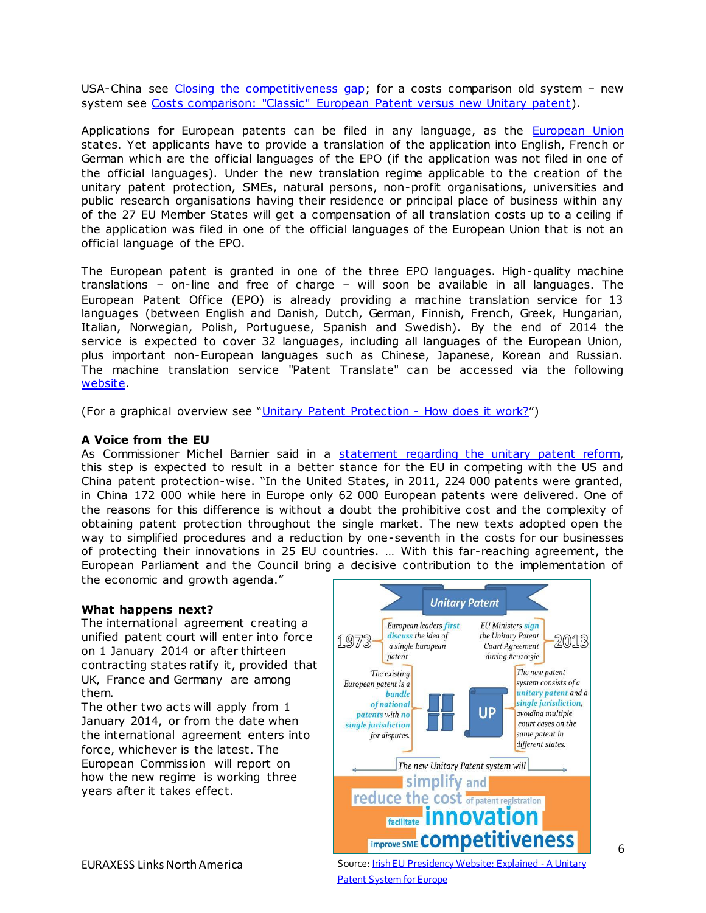USA-China see [Closing the competitiveness gap](); for a costs comparison old system – new system see [Costs comparison: "Classic" European Patent versus new Unitary patent]()).

Applications for European patents can be filed in any language, as the [European Union]() states. Yet applicants have to provide a translation of the application into English, French or German which are the official languages of the EPO (if the application was not filed in one of the official languages). Under the new translation regime applicable to the creation of the unitary patent protection, SMEs, natural persons, non-profit organisations, universities and public research organisations having their residence or principal place of business within any of the 27 EU Member States will get a compensation of all translation costs up to a ceiling if the application was filed in one of the official languages of the European Union that is not an official language of the EPO.

The European patent is granted in one of the three EPO languages. High-quality machine translations – on-line and free of charge – will soon be available in all languages. The European Patent Office (EPO) is already providing a machine translation service for 13 languages (between English and Danish, Dutch, German, Finnish, French, Greek, Hungarian, Italian, Norwegian, Polish, Portuguese, Spanish and Swedish). By the end of 2014 the service is expected to cover 32 languages, including all languages of the European Union, plus important non-European languages such as Chinese, Japanese, Korean and Russian. The machine translation service "Patent Translate" can be accessed via the following [website]().

(For a graphical overview see "[Unitary Patent Protection - How does it work?]()")

**A Voice from the EU**

As Commissioner Michel Barnier said in a [statement regarding the unitary patent reform](), this step is expected to result in a better stance for the EU in competing with the US and China patent protection-wise. "In the United States, in 2011, 224 000 patents were granted, in China 172 000 while here in Europe only 62 000 European patents were delivered. One of the reasons for this difference is without a doubt the prohibitive cost and the complexity of obtaining patent protection throughout the single market. The new texts adopted open the way to simplified procedures and a reduction by one-seventh in the costs for our businesses of protecting their innovations in 25 EU countries. … With this far-reaching agreement, the European Parliament and the Council bring a decisive contribution to the implementation of the economic and growth agenda."

**What happens next?**

The international agreement creating a unified patent court will enter into force on 1 January 2014 or after thirteen contracting states ratify it, provided that UK, France and Germany are among them.

The other two acts will apply from 1 January 2014, or from the date when the international agreement enters into force, whichever is the latest. The European Commission will report on how the new regime is working three years after it takes effect.

Unitary Patent

1973 European leaders first discuss the idea of a single European patent

EU Ministers sign the Unitary Patent Court Agreement during #eu2013ie 2013

The existing European patent is a bundle of national patents with no single jurisdiction for disputes.

UP

The new patent system consists of a unitary patent and a single jurisdiction, avoiding multiple court cases on the same patent in different states.

The new Unitary Patent system will

simplify and reduce the cost of patent registration

facilitate innovation

improve SME competitiveness

Source: [Irish EU Presidency Website: Explained - A Unitary Patent System for Europe]()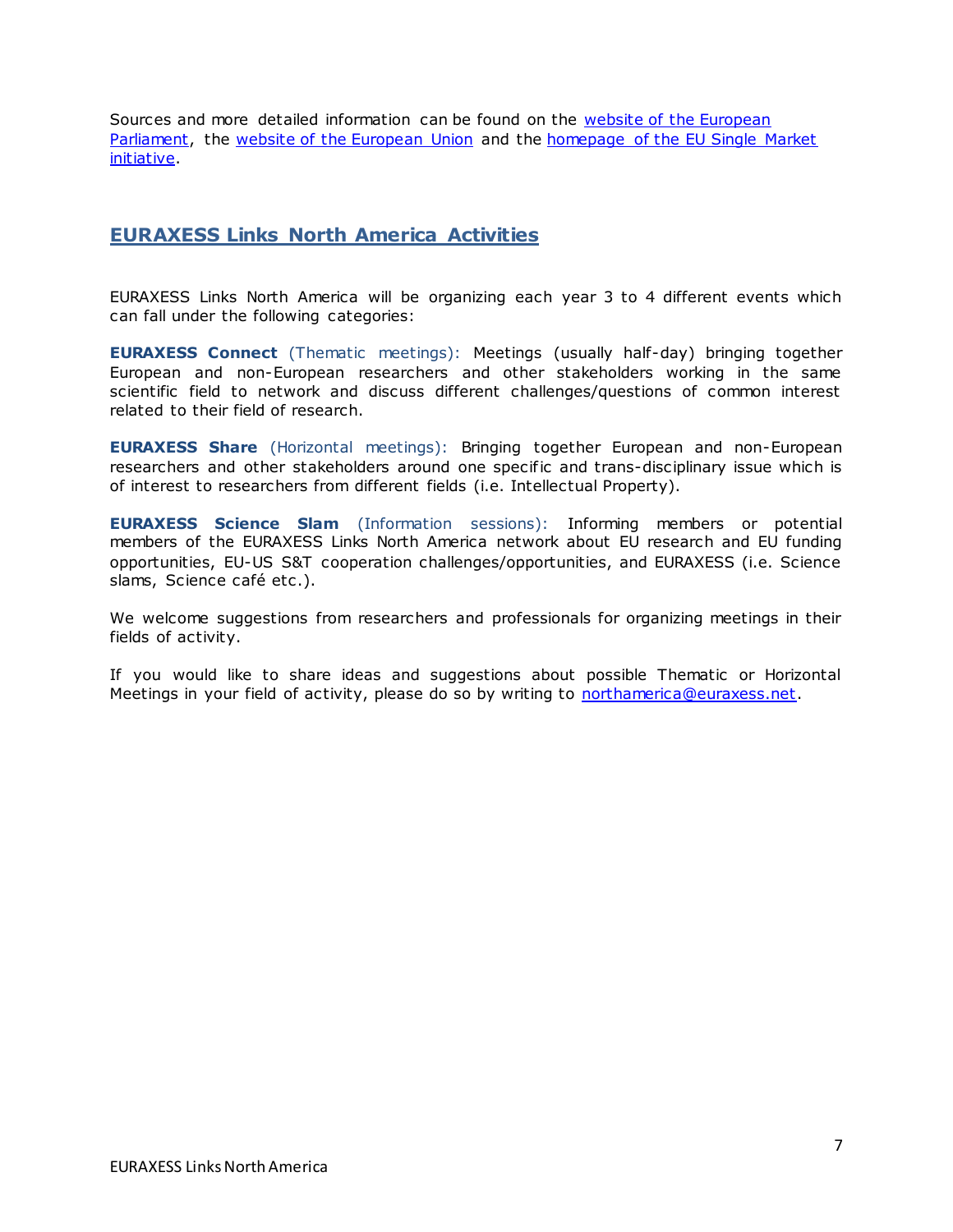Sources and more detailed information can be found on the website of the European Parliament, the website of the European Union and the homepage of the EU Single Market initiative.

## EURAXESS Links North America Activities

EURAXESS Links North America will be organizing each year 3 to 4 different events which can fall under the following categories:

**EURAXESS Connect** (Thematic meetings): Meetings (usually half-day) bringing together European and non-European researchers and other stakeholders working in the same scientific field to network and discuss different challenges/questions of common interest related to their field of research.

**EURAXESS Share** (Horizontal meetings): Bringing together European and non-European researchers and other stakeholders around one specific and trans-disciplinary issue which is of interest to researchers from different fields (i.e. Intellectual Property).

**EURAXESS Science Slam** (Information sessions): Informing members or potential members of the EURAXESS Links North America network about EU research and EU funding opportunities, EU-US S&T cooperation challenges/opportunities, and EURAXESS (i.e. Science slams, Science café etc.).

We welcome suggestions from researchers and professionals for organizing meetings in their fields of activity.

If you would like to share ideas and suggestions about possible Thematic or Horizontal Meetings in your field of activity, please do so by writing to northamerica@euraxess.net.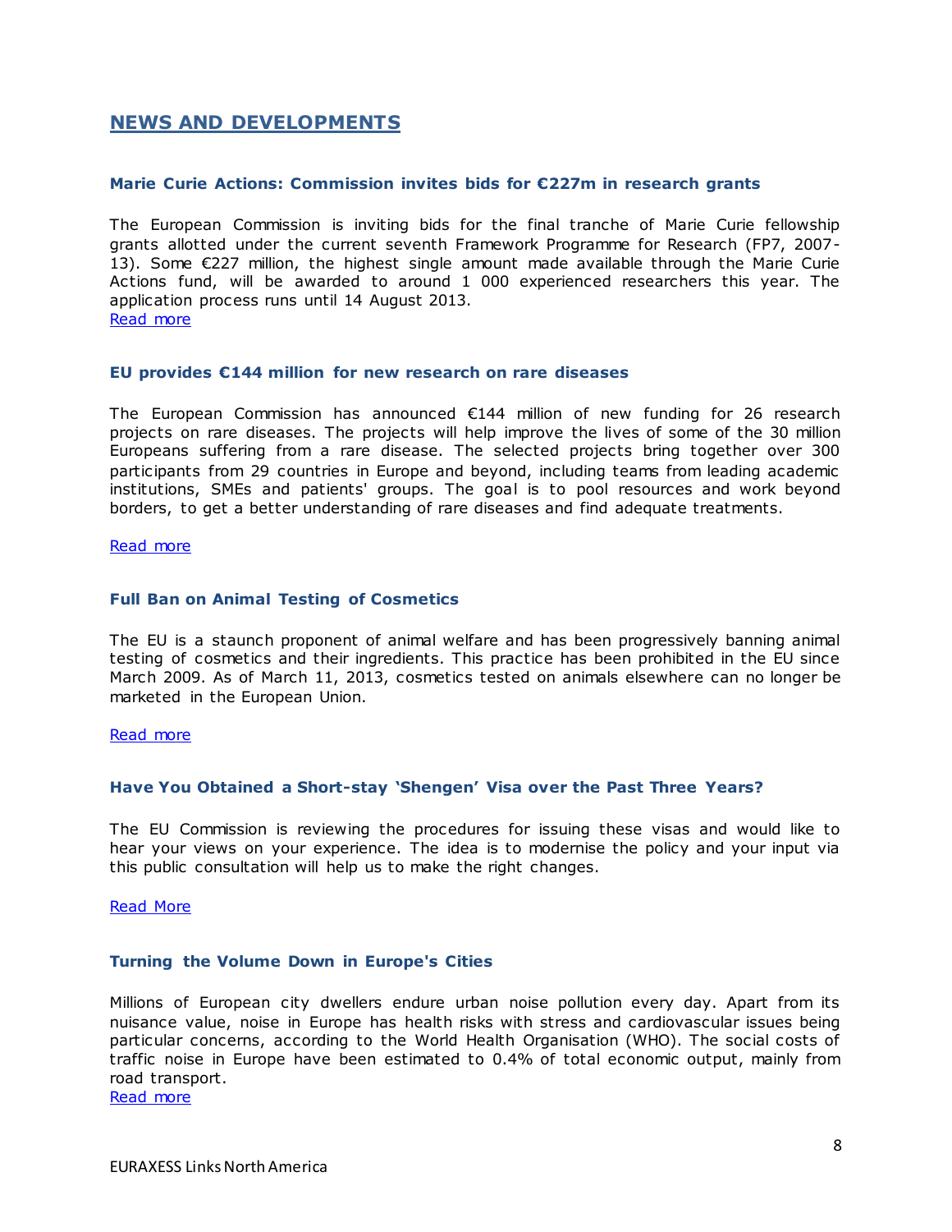## NEWS AND DEVELOPMENTS

### Marie Curie Actions: Commission invites bids for €227m in research grants

The European Commission is inviting bids for the final tranche of Marie Curie fellowship grants allotted under the current seventh Framework Programme for Research (FP7, 2007-13). Some €227 million, the highest single amount made available through the Marie Curie Actions fund, will be awarded to around 1 000 experienced researchers this year. The application process runs until 14 August 2013.
Read more

### EU provides €144 million for new research on rare diseases

The European Commission has announced €144 million of new funding for 26 research projects on rare diseases. The projects will help improve the lives of some of the 30 million Europeans suffering from a rare disease. The selected projects bring together over 300 participants from 29 countries in Europe and beyond, including teams from leading academic institutions, SMEs and patients' groups. The goal is to pool resources and work beyond borders, to get a better understanding of rare diseases and find adequate treatments.

Read more

### Full Ban on Animal Testing of Cosmetics

The EU is a staunch proponent of animal welfare and has been progressively banning animal testing of cosmetics and their ingredients. This practice has been prohibited in the EU since March 2009. As of March 11, 2013, cosmetics tested on animals elsewhere can no longer be marketed in the European Union.

Read more

### Have You Obtained a Short-stay 'Shengen' Visa over the Past Three Years?

The EU Commission is reviewing the procedures for issuing these visas and would like to hear your views on your experience. The idea is to modernise the policy and your input via this public consultation will help us to make the right changes.

Read More

### Turning the Volume Down in Europe's Cities

Millions of European city dwellers endure urban noise pollution every day. Apart from its nuisance value, noise in Europe has health risks with stress and cardiovascular issues being particular concerns, according to the World Health Organisation (WHO). The social costs of traffic noise in Europe have been estimated to 0.4% of total economic output, mainly from road transport.
Read more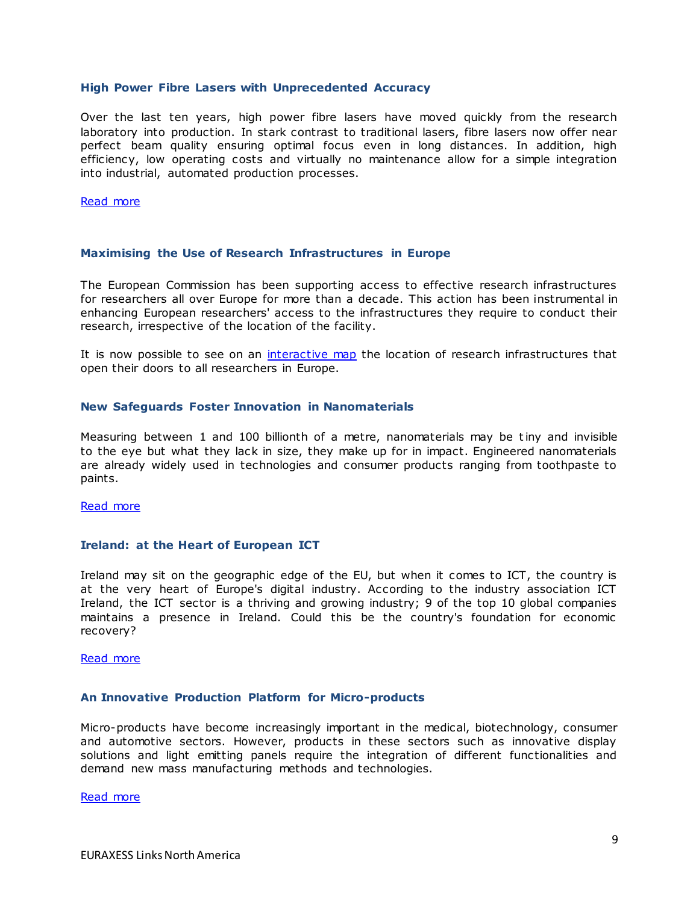### High Power Fibre Lasers with Unprecedented Accuracy

Over the last ten years, high power fibre lasers have moved quickly from the research laboratory into production. In stark contrast to traditional lasers, fibre lasers now offer near perfect beam quality ensuring optimal focus even in long distances. In addition, high efficiency, low operating costs and virtually no maintenance allow for a simple integration into industrial, automated production processes.

[Read more]

### Maximising the Use of Research Infrastructures in Europe

The European Commission has been supporting access to effective research infrastructures for researchers all over Europe for more than a decade. This action has been instrumental in enhancing European researchers' access to the infrastructures they require to conduct their research, irrespective of the location of the facility.

It is now possible to see on an [interactive map] the location of research infrastructures that open their doors to all researchers in Europe.

### New Safeguards Foster Innovation in Nanomaterials

Measuring between 1 and 100 billionth of a metre, nanomaterials may be tiny and invisible to the eye but what they lack in size, they make up for in impact. Engineered nanomaterials are already widely used in technologies and consumer products ranging from toothpaste to paints.

[Read more]

### Ireland: at the Heart of European ICT

Ireland may sit on the geographic edge of the EU, but when it comes to ICT, the country is at the very heart of Europe's digital industry. According to the industry association ICT Ireland, the ICT sector is a thriving and growing industry; 9 of the top 10 global companies maintains a presence in Ireland. Could this be the country's foundation for economic recovery?

[Read more]

### An Innovative Production Platform for Micro-products

Micro-products have become increasingly important in the medical, biotechnology, consumer and automotive sectors. However, products in these sectors such as innovative display solutions and light emitting panels require the integration of different functionalities and demand new mass manufacturing methods and technologies.

[Read more]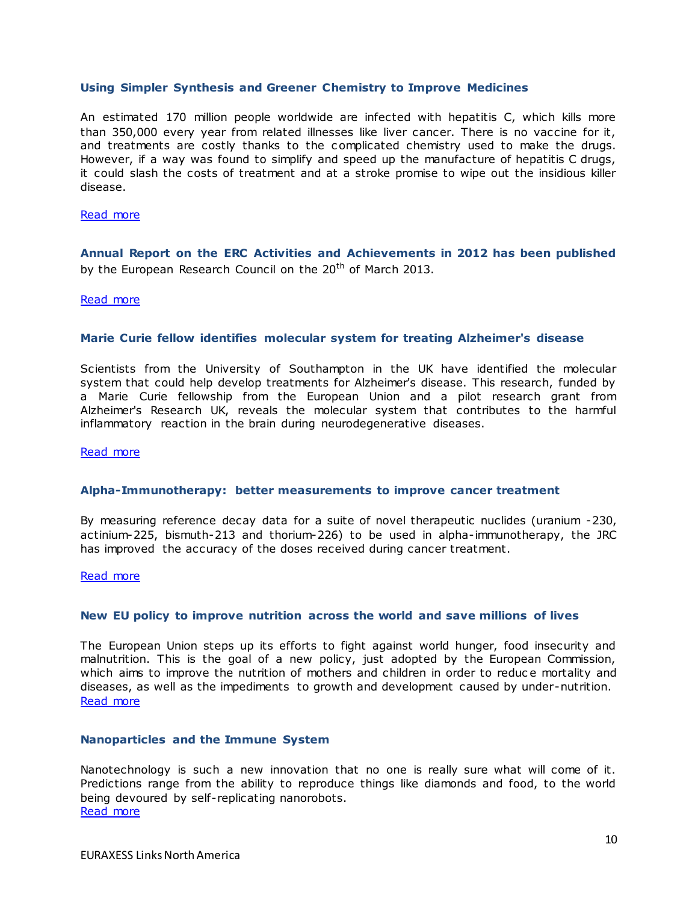### Using Simpler Synthesis and Greener Chemistry to Improve Medicines

An estimated 170 million people worldwide are infected with hepatitis C, which kills more than 350,000 every year from related illnesses like liver cancer. There is no vaccine for it, and treatments are costly thanks to the complicated chemistry used to make the drugs. However, if a way was found to simplify and speed up the manufacture of hepatitis C drugs, it could slash the costs of treatment and at a stroke promise to wipe out the insidious killer disease.

Read more

**Annual Report on the ERC Activities and Achievements in 2012 has been published** by the European Research Council on the 20th of March 2013.

Read more

### Marie Curie fellow identifies molecular system for treating Alzheimer's disease

Scientists from the University of Southampton in the UK have identified the molecular system that could help develop treatments for Alzheimer's disease. This research, funded by a Marie Curie fellowship from the European Union and a pilot research grant from Alzheimer's Research UK, reveals the molecular system that contributes to the harmful inflammatory reaction in the brain during neurodegenerative diseases.

Read more

### Alpha-Immunotherapy: better measurements to improve cancer treatment

By measuring reference decay data for a suite of novel therapeutic nuclides (uranium -230, actinium-225, bismuth-213 and thorium-226) to be used in alpha-immunotherapy, the JRC has improved the accuracy of the doses received during cancer treatment.

Read more

### New EU policy to improve nutrition across the world and save millions of lives

The European Union steps up its efforts to fight against world hunger, food insecurity and malnutrition. This is the goal of a new policy, just adopted by the European Commission, which aims to improve the nutrition of mothers and children in order to reduce mortality and diseases, as well as the impediments to growth and development caused by under-nutrition.
Read more

### Nanoparticles and the Immune System

Nanotechnology is such a new innovation that no one is really sure what will come of it. Predictions range from the ability to reproduce things like diamonds and food, to the world being devoured by self-replicating nanorobots.
Read more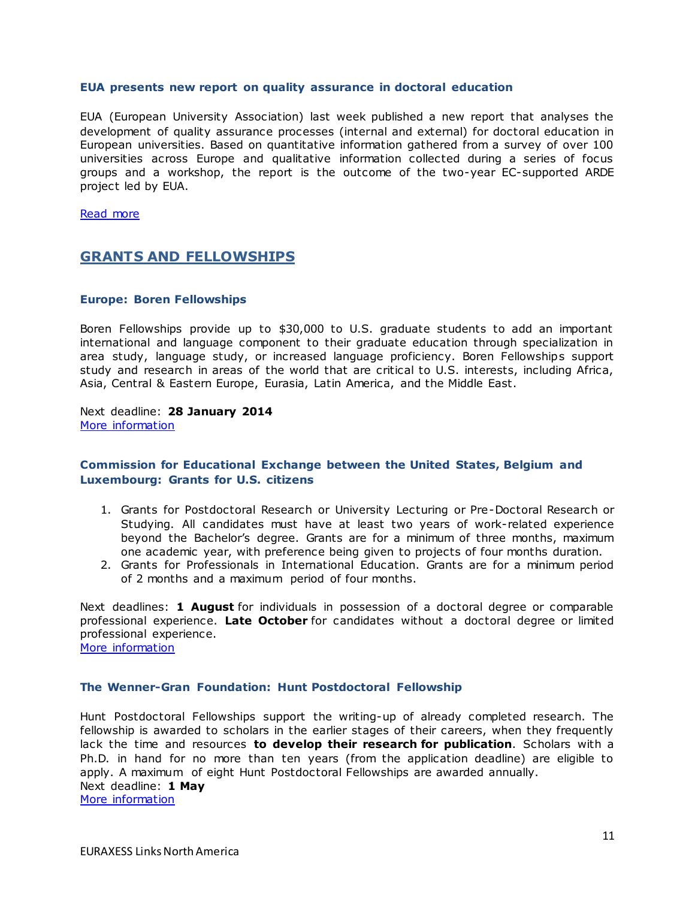### EUA presents new report on quality assurance in doctoral education

EUA (European University Association) last week published a new report that analyses the development of quality assurance processes (internal and external) for doctoral education in European universities. Based on quantitative information gathered from a survey of over 100 universities across Europe and qualitative information collected during a series of focus groups and a workshop, the report is the outcome of the two-year EC-supported ARDE project led by EUA.

Read more

## GRANTS AND FELLOWSHIPS

### Europe: Boren Fellowships

Boren Fellowships provide up to $30,000 to U.S. graduate students to add an important international and language component to their graduate education through specialization in area study, language study, or increased language proficiency. Boren Fellowships support study and research in areas of the world that are critical to U.S. interests, including Africa, Asia, Central & Eastern Europe, Eurasia, Latin America, and the Middle East.

Next deadline: **28 January 2014**
More information

### Commission for Educational Exchange between the United States, Belgium and Luxembourg: Grants for U.S. citizens

1. Grants for Postdoctoral Research or University Lecturing or Pre-Doctoral Research or Studying. All candidates must have at least two years of work-related experience beyond the Bachelor's degree. Grants are for a minimum of three months, maximum one academic year, with preference being given to projects of four months duration.
2. Grants for Professionals in International Education. Grants are for a minimum period of 2 months and a maximum period of four months.

Next deadlines: **1 August** for individuals in possession of a doctoral degree or comparable professional experience. **Late October** for candidates without a doctoral degree or limited professional experience.
More information

### The Wenner-Gran Foundation: Hunt Postdoctoral Fellowship

Hunt Postdoctoral Fellowships support the writing-up of already completed research. The fellowship is awarded to scholars in the earlier stages of their careers, when they frequently lack the time and resources **to develop their research for publication**. Scholars with a Ph.D. in hand for no more than ten years (from the application deadline) are eligible to apply. A maximum of eight Hunt Postdoctoral Fellowships are awarded annually.
Next deadline: **1 May**
More information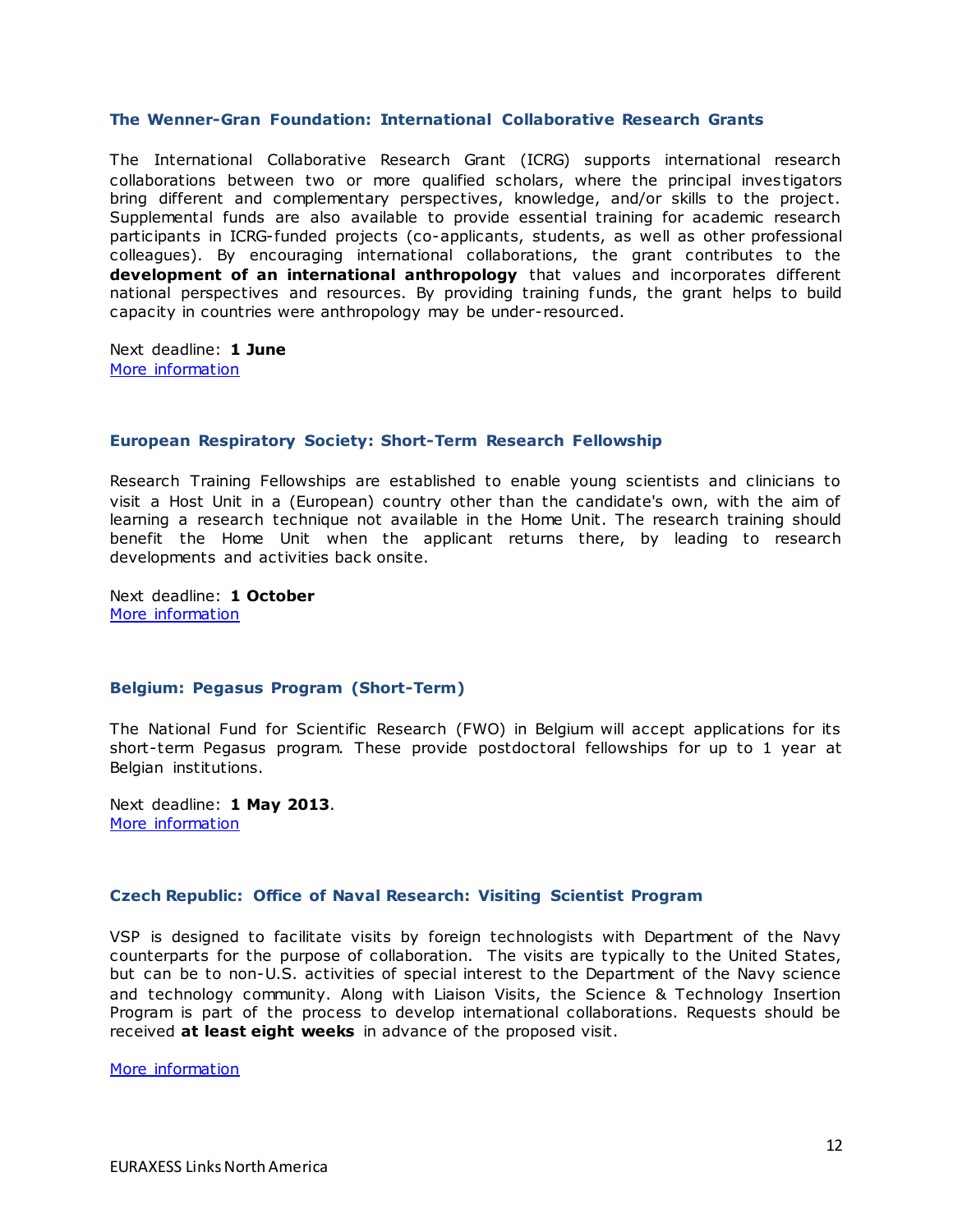### The Wenner-Gran Foundation: International Collaborative Research Grants

The International Collaborative Research Grant (ICRG) supports international research collaborations between two or more qualified scholars, where the principal investigators bring different and complementary perspectives, knowledge, and/or skills to the project. Supplemental funds are also available to provide essential training for academic research participants in ICRG-funded projects (co-applicants, students, as well as other professional colleagues). By encouraging international collaborations, the grant contributes to the **development of an international anthropology** that values and incorporates different national perspectives and resources. By providing training funds, the grant helps to build capacity in countries were anthropology may be under-resourced.

Next deadline: **1 June**
More information

### European Respiratory Society: Short-Term Research Fellowship

Research Training Fellowships are established to enable young scientists and clinicians to visit a Host Unit in a (European) country other than the candidate's own, with the aim of learning a research technique not available in the Home Unit. The research training should benefit the Home Unit when the applicant returns there, by leading to research developments and activities back onsite.

Next deadline: **1 October**
More information

### Belgium: Pegasus Program (Short-Term)

The National Fund for Scientific Research (FWO) in Belgium will accept applications for its short-term Pegasus program. These provide postdoctoral fellowships for up to 1 year at Belgian institutions.

Next deadline: **1 May 2013**.
More information

### Czech Republic: Office of Naval Research: Visiting Scientist Program

VSP is designed to facilitate visits by foreign technologists with Department of the Navy counterparts for the purpose of collaboration. The visits are typically to the United States, but can be to non-U.S. activities of special interest to the Department of the Navy science and technology community. Along with Liaison Visits, the Science & Technology Insertion Program is part of the process to develop international collaborations. Requests should be received **at least eight weeks** in advance of the proposed visit.

More information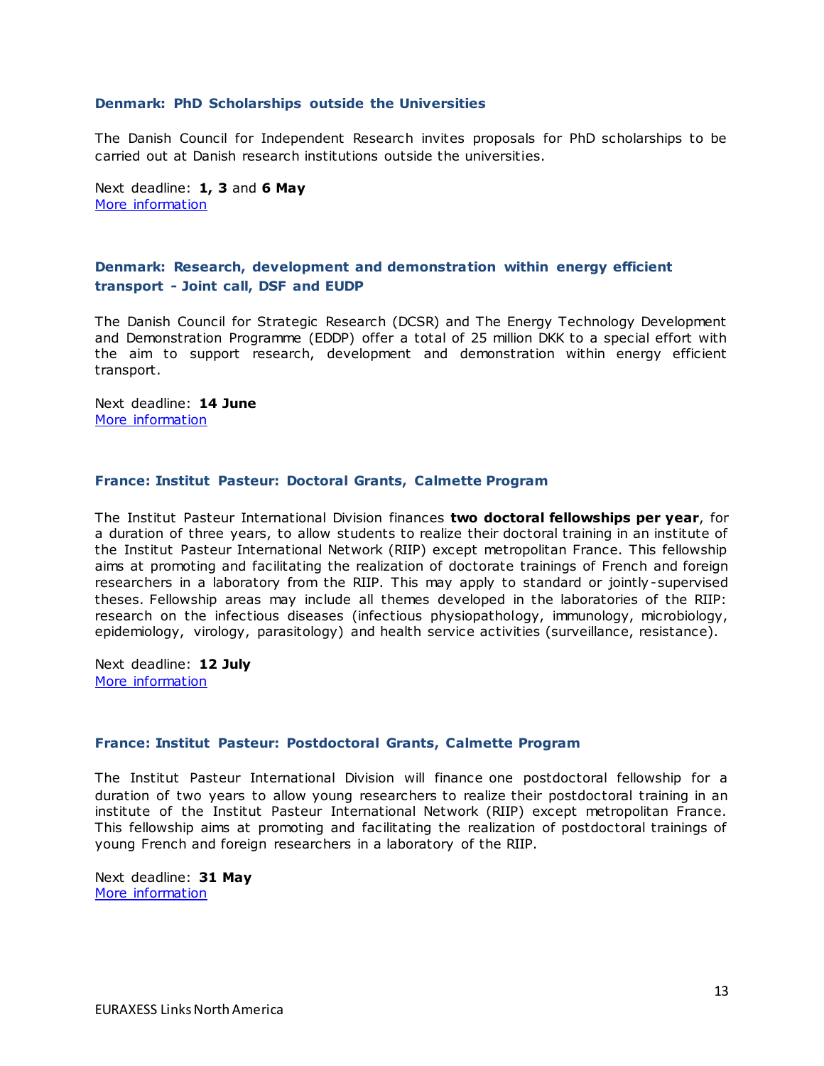### Denmark: PhD Scholarships outside the Universities

The Danish Council for Independent Research invites proposals for PhD scholarships to be carried out at Danish research institutions outside the universities.

Next deadline: **1, 3** and **6 May**
More information

### Denmark: Research, development and demonstration within energy efficient transport - Joint call, DSF and EUDP

The Danish Council for Strategic Research (DCSR) and The Energy Technology Development and Demonstration Programme (EDDP) offer a total of 25 million DKK to a special effort with the aim to support research, development and demonstration within energy efficient transport.

Next deadline: **14 June**
More information

### France: Institut Pasteur: Doctoral Grants, Calmette Program

The Institut Pasteur International Division finances **two doctoral fellowships per year**, for a duration of three years, to allow students to realize their doctoral training in an institute of the Institut Pasteur International Network (RIIP) except metropolitan France. This fellowship aims at promoting and facilitating the realization of doctorate trainings of French and foreign researchers in a laboratory from the RIIP. This may apply to standard or jointly-supervised theses. Fellowship areas may include all themes developed in the laboratories of the RIIP: research on the infectious diseases (infectious physiopathology, immunology, microbiology, epidemiology, virology, parasitology) and health service activities (surveillance, resistance).

Next deadline: **12 July**
More information

### France: Institut Pasteur: Postdoctoral Grants, Calmette Program

The Institut Pasteur International Division will finance one postdoctoral fellowship for a duration of two years to allow young researchers to realize their postdoctoral training in an institute of the Institut Pasteur International Network (RIIP) except metropolitan France. This fellowship aims at promoting and facilitating the realization of postdoctoral trainings of young French and foreign researchers in a laboratory of the RIIP.

Next deadline: **31 May**
More information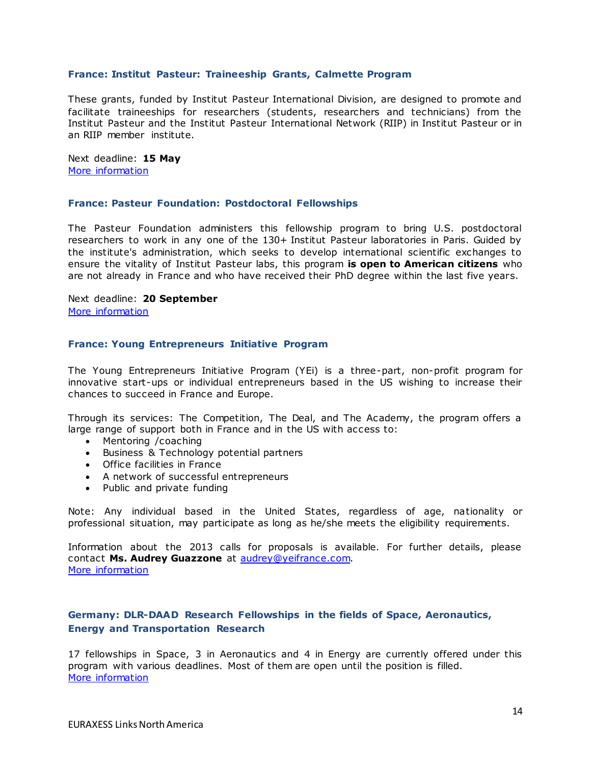### France: Institut Pasteur: Traineeship Grants, Calmette Program

These grants, funded by Institut Pasteur International Division, are designed to promote and facilitate traineeships for researchers (students, researchers and technicians) from the Institut Pasteur and the Institut Pasteur International Network (RIIP) in Institut Pasteur or in an RIIP member institute.

Next deadline: **15 May**
More information

### France: Pasteur Foundation: Postdoctoral Fellowships

The Pasteur Foundation administers this fellowship program to bring U.S. postdoctoral researchers to work in any one of the 130+ Institut Pasteur laboratories in Paris. Guided by the institute's administration, which seeks to develop international scientific exchanges to ensure the vitality of Institut Pasteur labs, this program **is open to American citizens** who are not already in France and who have received their PhD degree within the last five years.

Next deadline: **20 September**
More information

### France: Young Entrepreneurs Initiative Program

The Young Entrepreneurs Initiative Program (YEi) is a three-part, non-profit program for innovative start-ups or individual entrepreneurs based in the US wishing to increase their chances to succeed in France and Europe.

Through its services: The Competition, The Deal, and The Academy, the program offers a large range of support both in France and in the US with access to:

- Mentoring /coaching
- Business & Technology potential partners
- Office facilities in France
- A network of successful entrepreneurs
- Public and private funding

Note: Any individual based in the United States, regardless of age, nationality or professional situation, may participate as long as he/she meets the eligibility requirements.

Information about the 2013 calls for proposals is available. For further details, please contact **Ms. Audrey Guazzone** at audrey@yeifrance.com.
More information

### Germany: DLR-DAAD Research Fellowships in the fields of Space, Aeronautics, Energy and Transportation Research

17 fellowships in Space, 3 in Aeronautics and 4 in Energy are currently offered under this program with various deadlines. Most of them are open until the position is filled.
More information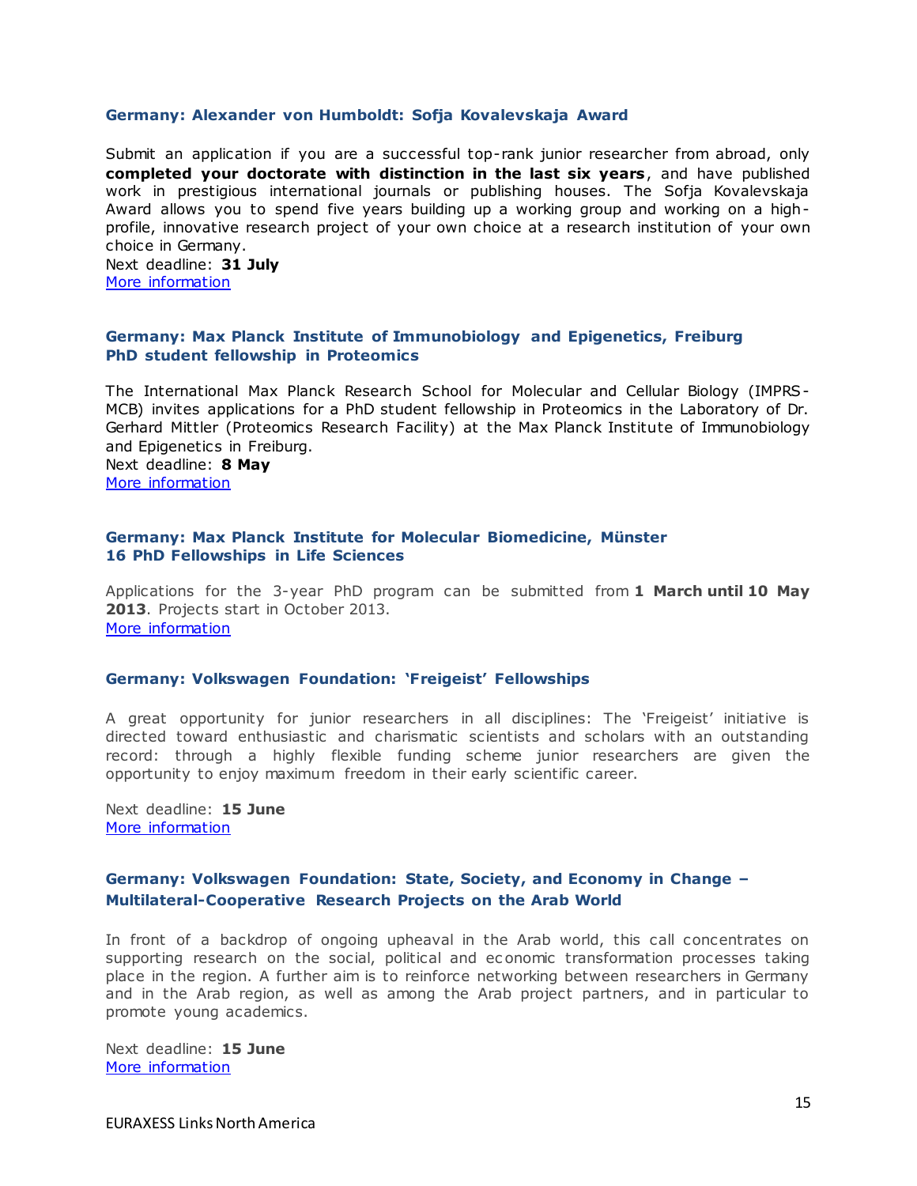### Germany: Alexander von Humboldt: Sofja Kovalevskaja Award

Submit an application if you are a successful top-rank junior researcher from abroad, only **completed your doctorate with distinction in the last six years**, and have published work in prestigious international journals or publishing houses. The Sofja Kovalevskaja Award allows you to spend five years building up a working group and working on a high-profile, innovative research project of your own choice at a research institution of your own choice in Germany.
Next deadline: **31 July**
More information

### Germany: Max Planck Institute of Immunobiology and Epigenetics, Freiburg
### PhD student fellowship in Proteomics

The International Max Planck Research School for Molecular and Cellular Biology (IMPRS-MCB) invites applications for a PhD student fellowship in Proteomics in the Laboratory of Dr. Gerhard Mittler (Proteomics Research Facility) at the Max Planck Institute of Immunobiology and Epigenetics in Freiburg.
Next deadline: **8 May**
More information

### Germany: Max Planck Institute for Molecular Biomedicine, Münster
### 16 PhD Fellowships in Life Sciences

Applications for the 3-year PhD program can be submitted from **1 March until 10 May 2013**. Projects start in October 2013.
More information

### Germany: Volkswagen Foundation: 'Freigeist' Fellowships

A great opportunity for junior researchers in all disciplines: The 'Freigeist' initiative is directed toward enthusiastic and charismatic scientists and scholars with an outstanding record: through a highly flexible funding scheme junior researchers are given the opportunity to enjoy maximum freedom in their early scientific career.

Next deadline: **15 June**
More information

### Germany: Volkswagen Foundation: State, Society, and Economy in Change – Multilateral-Cooperative Research Projects on the Arab World

In front of a backdrop of ongoing upheaval in the Arab world, this call concentrates on supporting research on the social, political and economic transformation processes taking place in the region. A further aim is to reinforce networking between researchers in Germany and in the Arab region, as well as among the Arab project partners, and in particular to promote young academics.

Next deadline: **15 June**
More information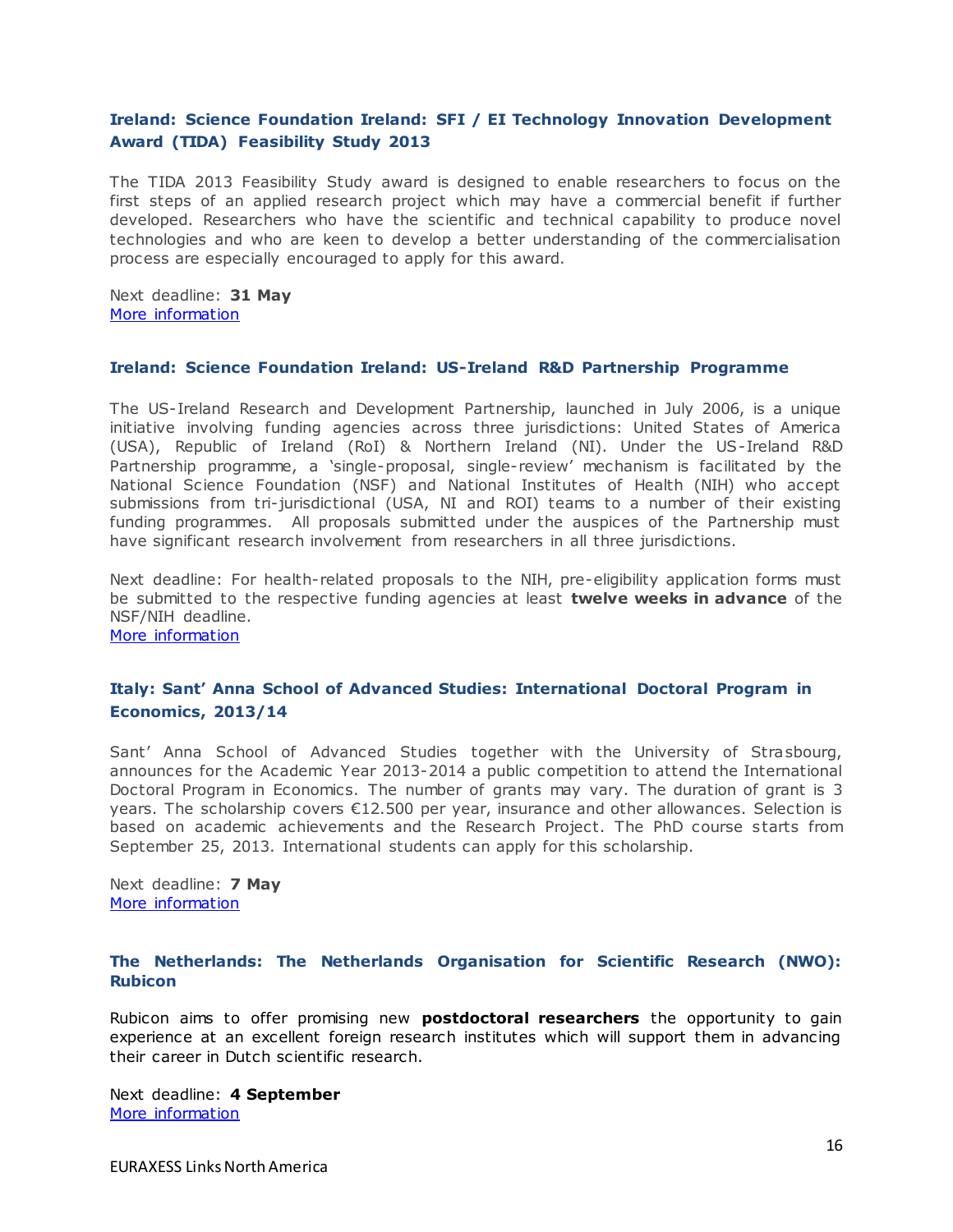### Ireland: Science Foundation Ireland: SFI / EI Technology Innovation Development Award (TIDA) Feasibility Study 2013

The TIDA 2013 Feasibility Study award is designed to enable researchers to focus on the first steps of an applied research project which may have a commercial benefit if further developed. Researchers who have the scientific and technical capability to produce novel technologies and who are keen to develop a better understanding of the commercialisation process are especially encouraged to apply for this award.

Next deadline: **31 May**
More information

### Ireland: Science Foundation Ireland: US-Ireland R&D Partnership Programme

The US-Ireland Research and Development Partnership, launched in July 2006, is a unique initiative involving funding agencies across three jurisdictions: United States of America (USA), Republic of Ireland (RoI) & Northern Ireland (NI). Under the US-Ireland R&D Partnership programme, a 'single-proposal, single-review' mechanism is facilitated by the National Science Foundation (NSF) and National Institutes of Health (NIH) who accept submissions from tri-jurisdictional (USA, NI and ROI) teams to a number of their existing funding programmes. All proposals submitted under the auspices of the Partnership must have significant research involvement from researchers in all three jurisdictions.

Next deadline: For health-related proposals to the NIH, pre-eligibility application forms must be submitted to the respective funding agencies at least **twelve weeks in advance** of the NSF/NIH deadline.
More information

### Italy: Sant' Anna School of Advanced Studies: International Doctoral Program in Economics, 2013/14

Sant' Anna School of Advanced Studies together with the University of Strasbourg, announces for the Academic Year 2013-2014 a public competition to attend the International Doctoral Program in Economics. The number of grants may vary. The duration of grant is 3 years. The scholarship covers €12.500 per year, insurance and other allowances. Selection is based on academic achievements and the Research Project. The PhD course starts from September 25, 2013. International students can apply for this scholarship.

Next deadline: **7 May**
More information

### The Netherlands: The Netherlands Organisation for Scientific Research (NWO): Rubicon

Rubicon aims to offer promising new **postdoctoral researchers** the opportunity to gain experience at an excellent foreign research institutes which will support them in advancing their career in Dutch scientific research.

Next deadline: **4 September**
More information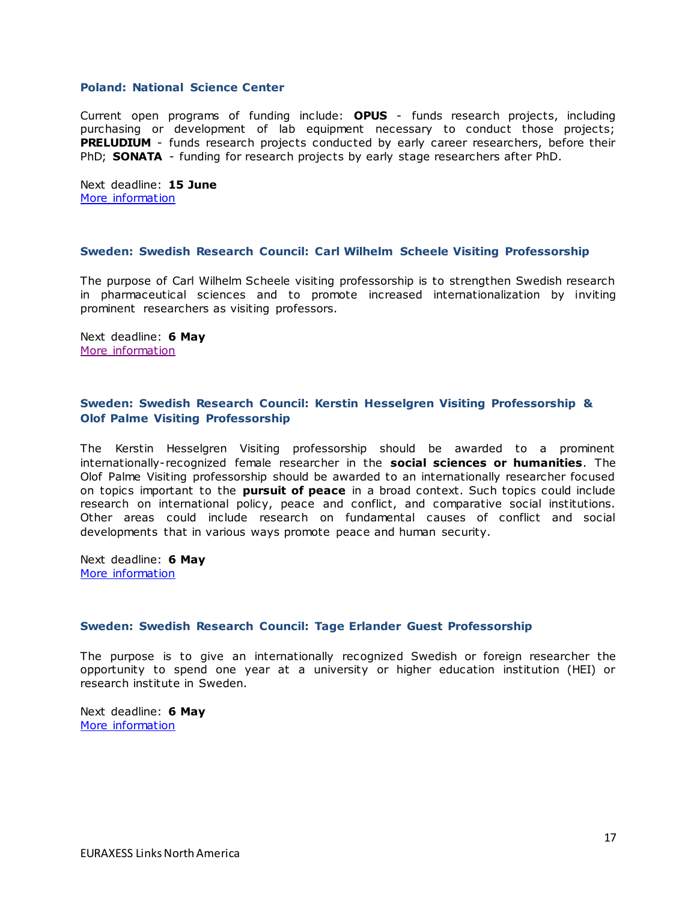### Poland: National Science Center

Current open programs of funding include: **OPUS** - funds research projects, including purchasing or development of lab equipment necessary to conduct those projects; **PRELUDIUM** - funds research projects conducted by early career researchers, before their PhD; **SONATA** - funding for research projects by early stage researchers after PhD.

Next deadline: **15 June**
More information

### Sweden: Swedish Research Council: Carl Wilhelm Scheele Visiting Professorship

The purpose of Carl Wilhelm Scheele visiting professorship is to strengthen Swedish research in pharmaceutical sciences and to promote increased internationalization by inviting prominent researchers as visiting professors.

Next deadline: **6 May**
More information

### Sweden: Swedish Research Council: Kerstin Hesselgren Visiting Professorship & Olof Palme Visiting Professorship

The Kerstin Hesselgren Visiting professorship should be awarded to a prominent internationally-recognized female researcher in the **social sciences or humanities**. The Olof Palme Visiting professorship should be awarded to an internationally researcher focused on topics important to the **pursuit of peace** in a broad context. Such topics could include research on international policy, peace and conflict, and comparative social institutions. Other areas could include research on fundamental causes of conflict and social developments that in various ways promote peace and human security.

Next deadline: **6 May**
More information

### Sweden: Swedish Research Council: Tage Erlander Guest Professorship

The purpose is to give an internationally recognized Swedish or foreign researcher the opportunity to spend one year at a university or higher education institution (HEI) or research institute in Sweden.

Next deadline: **6 May**
More information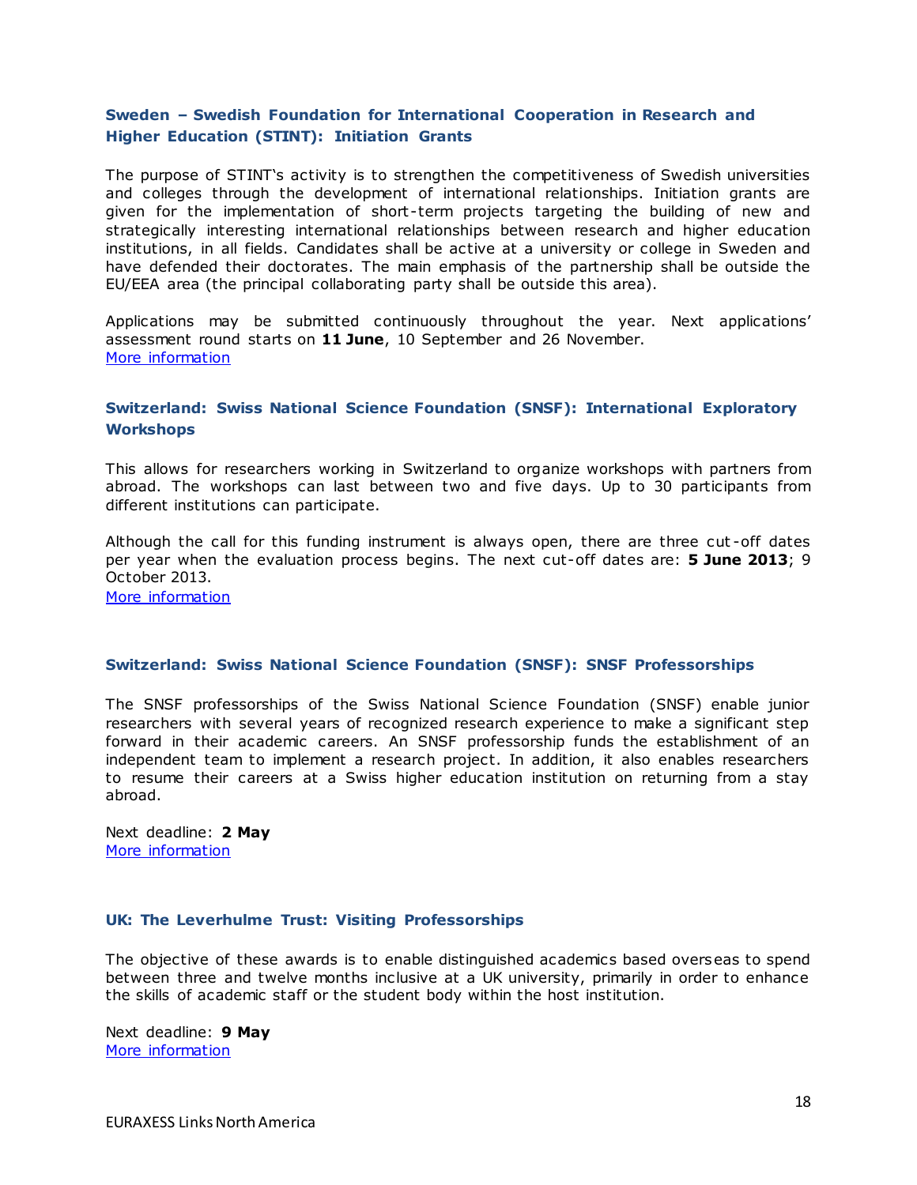### Sweden – Swedish Foundation for International Cooperation in Research and Higher Education (STINT): Initiation Grants

The purpose of STINT's activity is to strengthen the competitiveness of Swedish universities and colleges through the development of international relationships. Initiation grants are given for the implementation of short-term projects targeting the building of new and strategically interesting international relationships between research and higher education institutions, in all fields. Candidates shall be active at a university or college in Sweden and have defended their doctorates. The main emphasis of the partnership shall be outside the EU/EEA area (the principal collaborating party shall be outside this area).

Applications may be submitted continuously throughout the year. Next applications' assessment round starts on **11 June**, 10 September and 26 November.
More information

### Switzerland: Swiss National Science Foundation (SNSF): International Exploratory Workshops

This allows for researchers working in Switzerland to organize workshops with partners from abroad. The workshops can last between two and five days. Up to 30 participants from different institutions can participate.

Although the call for this funding instrument is always open, there are three cut-off dates per year when the evaluation process begins. The next cut-off dates are: **5 June 2013**; 9 October 2013.
More information

### Switzerland: Swiss National Science Foundation (SNSF): SNSF Professorships

The SNSF professorships of the Swiss National Science Foundation (SNSF) enable junior researchers with several years of recognized research experience to make a significant step forward in their academic careers. An SNSF professorship funds the establishment of an independent team to implement a research project. In addition, it also enables researchers to resume their careers at a Swiss higher education institution on returning from a stay abroad.

Next deadline: **2 May**
More information

### UK: The Leverhulme Trust: Visiting Professorships

The objective of these awards is to enable distinguished academics based overseas to spend between three and twelve months inclusive at a UK university, primarily in order to enhance the skills of academic staff or the student body within the host institution.

Next deadline: **9 May**
More information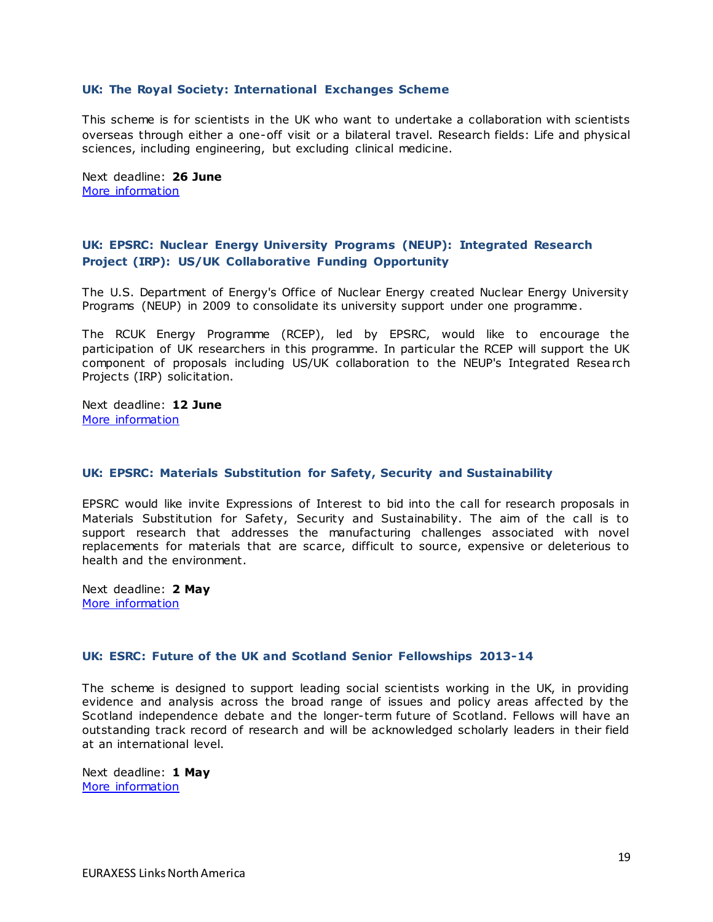### UK: The Royal Society: International Exchanges Scheme

This scheme is for scientists in the UK who want to undertake a collaboration with scientists overseas through either a one-off visit or a bilateral travel. Research fields: Life and physical sciences, including engineering, but excluding clinical medicine.

Next deadline: **26 June**
More information

### UK: EPSRC: Nuclear Energy University Programs (NEUP): Integrated Research Project (IRP): US/UK Collaborative Funding Opportunity

The U.S. Department of Energy's Office of Nuclear Energy created Nuclear Energy University Programs (NEUP) in 2009 to consolidate its university support under one programme.

The RCUK Energy Programme (RCEP), led by EPSRC, would like to encourage the participation of UK researchers in this programme. In particular the RCEP will support the UK component of proposals including US/UK collaboration to the NEUP's Integrated Research Projects (IRP) solicitation.

Next deadline: **12 June**
More information

### UK: EPSRC: Materials Substitution for Safety, Security and Sustainability

EPSRC would like invite Expressions of Interest to bid into the call for research proposals in Materials Substitution for Safety, Security and Sustainability. The aim of the call is to support research that addresses the manufacturing challenges associated with novel replacements for materials that are scarce, difficult to source, expensive or deleterious to health and the environment.

Next deadline: **2 May**
More information

### UK: ESRC: Future of the UK and Scotland Senior Fellowships 2013-14

The scheme is designed to support leading social scientists working in the UK, in providing evidence and analysis across the broad range of issues and policy areas affected by the Scotland independence debate and the longer-term future of Scotland. Fellows will have an outstanding track record of research and will be acknowledged scholarly leaders in their field at an international level.

Next deadline: **1 May**
More information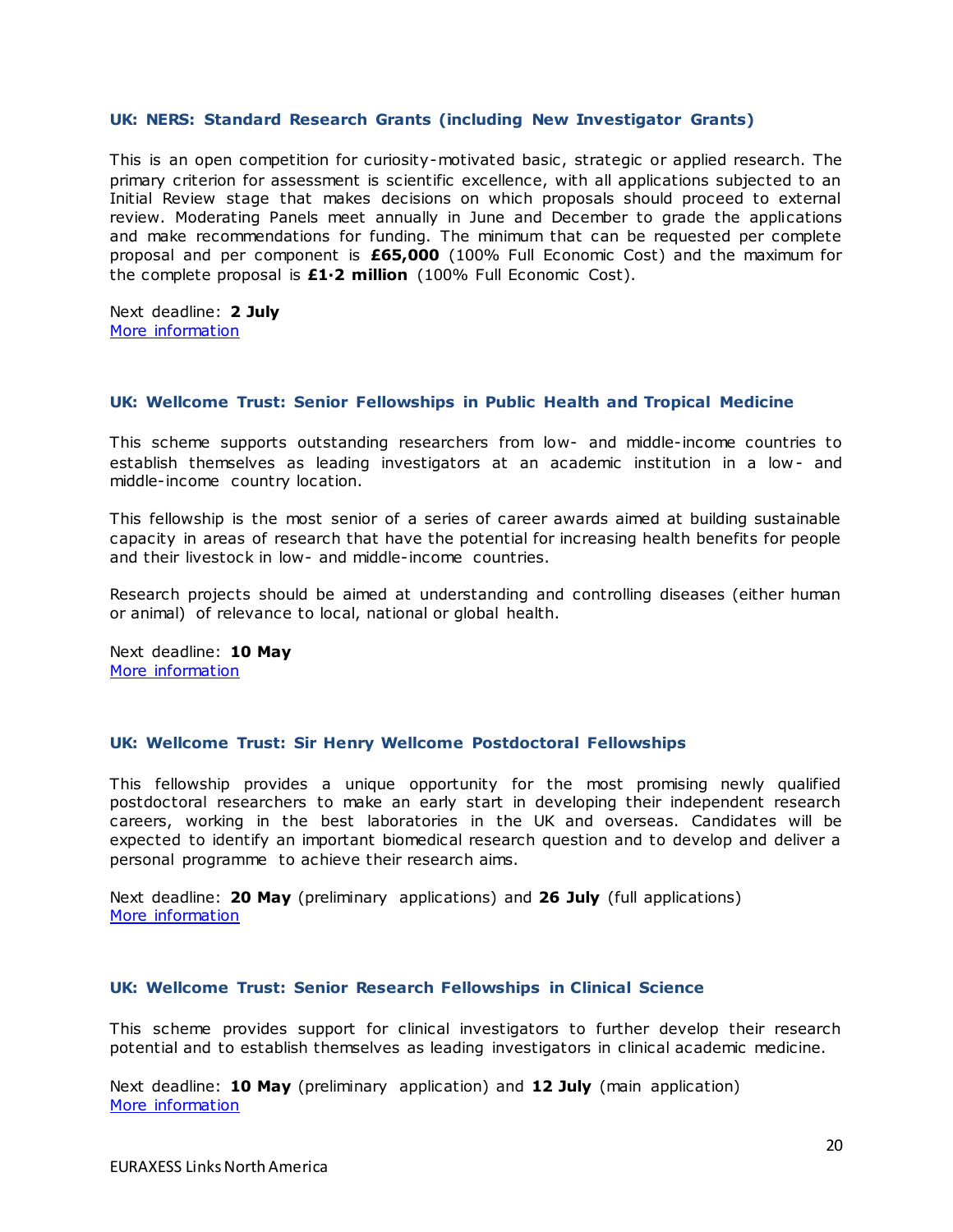### UK: NERS: Standard Research Grants (including New Investigator Grants)

This is an open competition for curiosity-motivated basic, strategic or applied research. The primary criterion for assessment is scientific excellence, with all applications subjected to an Initial Review stage that makes decisions on which proposals should proceed to external review. Moderating Panels meet annually in June and December to grade the applications and make recommendations for funding. The minimum that can be requested per complete proposal and per component is **£65,000** (100% Full Economic Cost) and the maximum for the complete proposal is **£1·2 million** (100% Full Economic Cost).

Next deadline: **2 July**
More information

### UK: Wellcome Trust: Senior Fellowships in Public Health and Tropical Medicine

This scheme supports outstanding researchers from low- and middle-income countries to establish themselves as leading investigators at an academic institution in a low- and middle-income country location.

This fellowship is the most senior of a series of career awards aimed at building sustainable capacity in areas of research that have the potential for increasing health benefits for people and their livestock in low- and middle-income countries.

Research projects should be aimed at understanding and controlling diseases (either human or animal) of relevance to local, national or global health.

Next deadline: **10 May**
More information

### UK: Wellcome Trust: Sir Henry Wellcome Postdoctoral Fellowships

This fellowship provides a unique opportunity for the most promising newly qualified postdoctoral researchers to make an early start in developing their independent research careers, working in the best laboratories in the UK and overseas. Candidates will be expected to identify an important biomedical research question and to develop and deliver a personal programme to achieve their research aims.

Next deadline: **20 May** (preliminary applications) and **26 July** (full applications)
More information

### UK: Wellcome Trust: Senior Research Fellowships in Clinical Science

This scheme provides support for clinical investigators to further develop their research potential and to establish themselves as leading investigators in clinical academic medicine.

Next deadline: **10 May** (preliminary application) and **12 July** (main application)
More information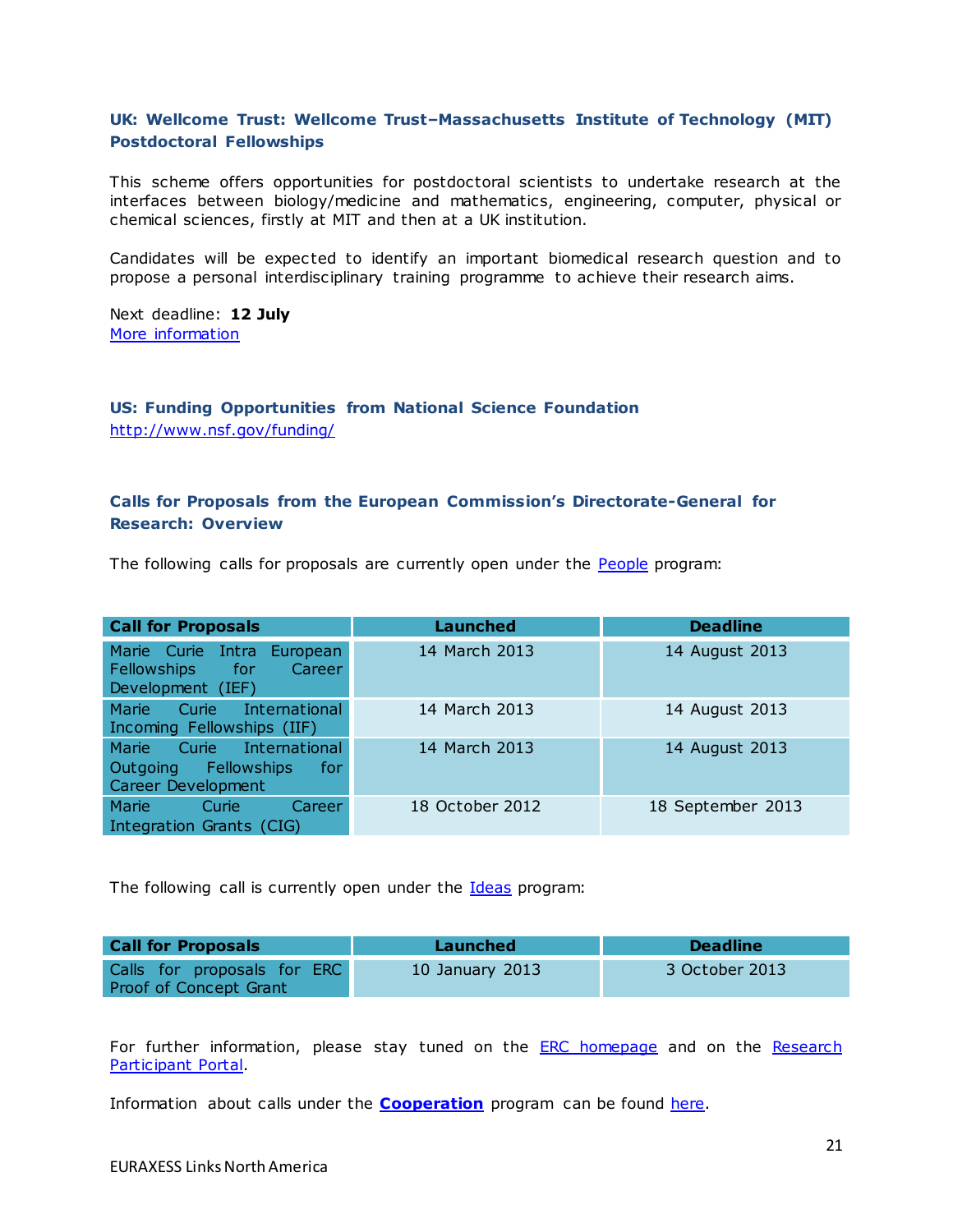### UK: Wellcome Trust: Wellcome Trust–Massachusetts Institute of Technology (MIT) Postdoctoral Fellowships

This scheme offers opportunities for postdoctoral scientists to undertake research at the interfaces between biology/medicine and mathematics, engineering, computer, physical or chemical sciences, firstly at MIT and then at a UK institution.

Candidates will be expected to identify an important biomedical research question and to propose a personal interdisciplinary training programme to achieve their research aims.

Next deadline: **12 July**
More information

### US: Funding Opportunities from National Science Foundation

http://www.nsf.gov/funding/

### Calls for Proposals from the European Commission's Directorate-General for Research: Overview

The following calls for proposals are currently open under the People program:

| Call for Proposals | Launched | Deadline |
|---|---|---|
| Marie Curie Intra European Fellowships for Career Development (IEF) | 14 March 2013 | 14 August 2013 |
| Marie Curie International Incoming Fellowships (IIF) | 14 March 2013 | 14 August 2013 |
| Marie Curie International Outgoing Fellowships for Career Development | 14 March 2013 | 14 August 2013 |
| Marie Curie Career Integration Grants (CIG) | 18 October 2012 | 18 September 2013 |

The following call is currently open under the Ideas program:

| Call for Proposals | Launched | Deadline |
|---|---|---|
| Calls for proposals for ERC Proof of Concept Grant | 10 January 2013 | 3 October 2013 |

For further information, please stay tuned on the ERC homepage and on the Research Participant Portal.

Information about calls under the **Cooperation** program can be found here.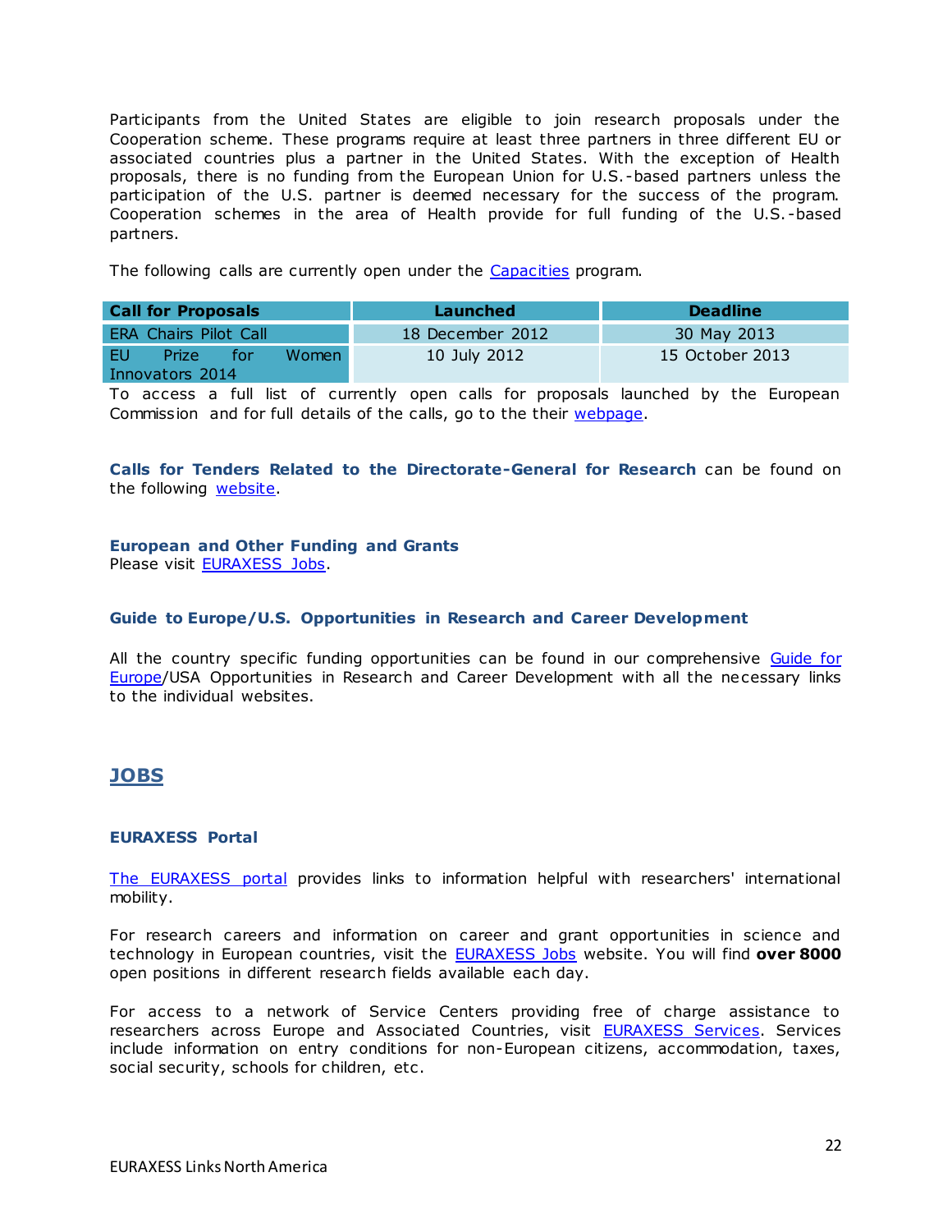Participants from the United States are eligible to join research proposals under the Cooperation scheme. These programs require at least three partners in three different EU or associated countries plus a partner in the United States. With the exception of Health proposals, there is no funding from the European Union for U.S.-based partners unless the participation of the U.S. partner is deemed necessary for the success of the program. Cooperation schemes in the area of Health provide for full funding of the U.S.-based partners.

The following calls are currently open under the Capacities program.

| Call for Proposals | Launched | Deadline |
|---|---|---|
| ERA Chairs Pilot Call | 18 December 2012 | 30 May 2013 |
| EU Prize for Women Innovators 2014 | 10 July 2012 | 15 October 2013 |

To access a full list of currently open calls for proposals launched by the European Commission and for full details of the calls, go to the their webpage.

**Calls for Tenders Related to the Directorate-General for Research** can be found on the following website.

**European and Other Funding and Grants**
Please visit EURAXESS Jobs.

### Guide to Europe/U.S. Opportunities in Research and Career Development

All the country specific funding opportunities can be found in our comprehensive Guide for Europe/USA Opportunities in Research and Career Development with all the necessary links to the individual websites.

## JOBS

### EURAXESS Portal

The EURAXESS portal provides links to information helpful with researchers' international mobility.

For research careers and information on career and grant opportunities in science and technology in European countries, visit the EURAXESS Jobs website. You will find **over 8000** open positions in different research fields available each day.

For access to a network of Service Centers providing free of charge assistance to researchers across Europe and Associated Countries, visit EURAXESS Services. Services include information on entry conditions for non-European citizens, accommodation, taxes, social security, schools for children, etc.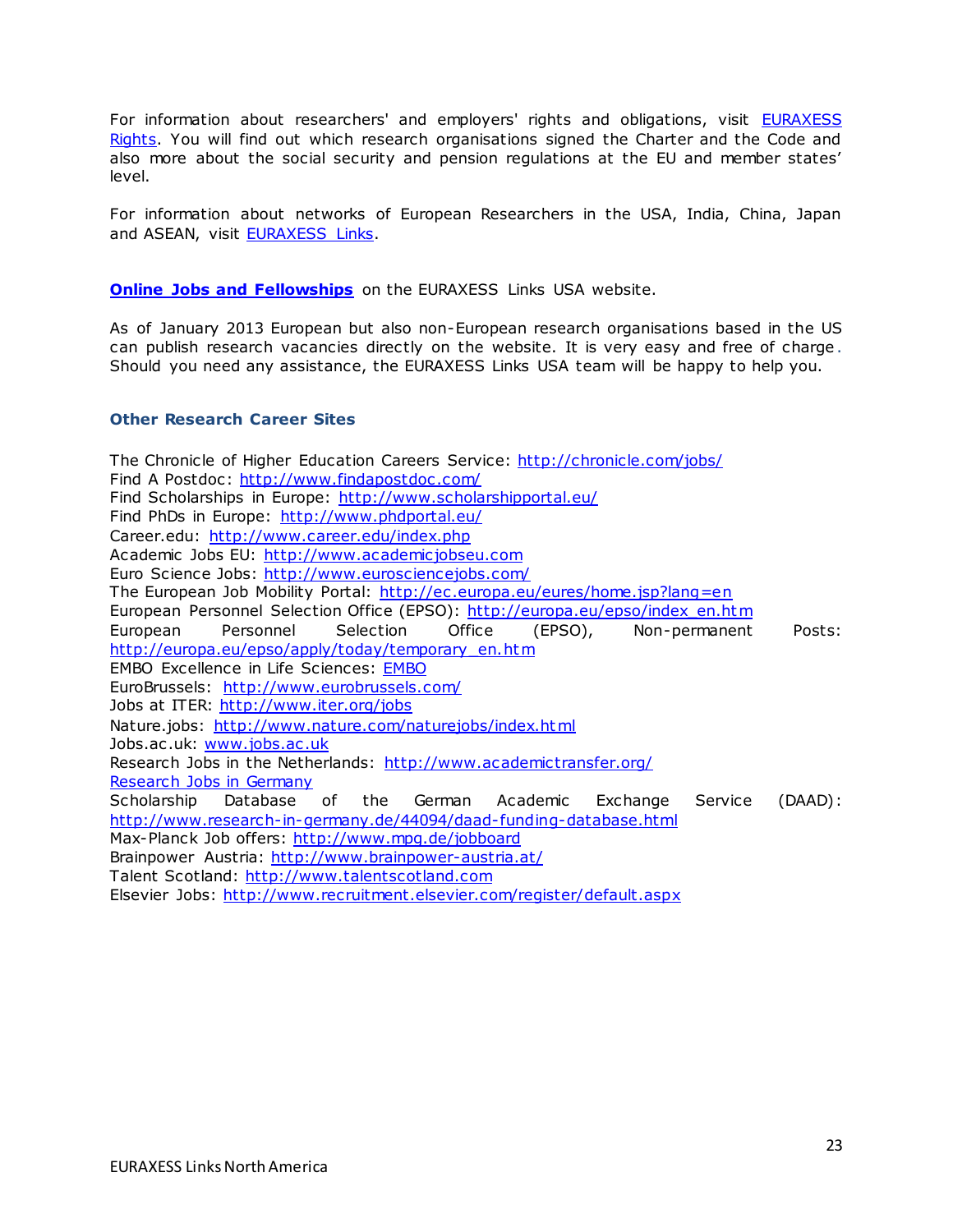For information about researchers' and employers' rights and obligations, visit EURAXESS Rights. You will find out which research organisations signed the Charter and the Code and also more about the social security and pension regulations at the EU and member states' level.

For information about networks of European Researchers in the USA, India, China, Japan and ASEAN, visit EURAXESS Links.

**Online Jobs and Fellowships** on the EURAXESS Links USA website.

As of January 2013 European but also non-European research organisations based in the US can publish research vacancies directly on the website. It is very easy and free of charge. Should you need any assistance, the EURAXESS Links USA team will be happy to help you.

### Other Research Career Sites

The Chronicle of Higher Education Careers Service: http://chronicle.com/jobs/
Find A Postdoc: http://www.findapostdoc.com/
Find Scholarships in Europe: http://www.scholarshipportal.eu/
Find PhDs in Europe: http://www.phdportal.eu/
Career.edu: http://www.career.edu/index.php
Academic Jobs EU: http://www.academicjobseu.com
Euro Science Jobs: http://www.eurosciencejobs.com/
The European Job Mobility Portal: http://ec.europa.eu/eures/home.jsp?lang=en
European Personnel Selection Office (EPSO): http://europa.eu/epso/index_en.htm
European Personnel Selection Office (EPSO), Non-permanent Posts: http://europa.eu/epso/apply/today/temporary_en.htm
EMBO Excellence in Life Sciences: EMBO
EuroBrussels: http://www.eurobrussels.com/
Jobs at ITER: http://www.iter.org/jobs
Nature.jobs: http://www.nature.com/naturejobs/index.html
Jobs.ac.uk: www.jobs.ac.uk
Research Jobs in the Netherlands: http://www.academictransfer.org/
Research Jobs in Germany
Scholarship Database of the German Academic Exchange Service (DAAD): http://www.research-in-germany.de/44094/daad-funding-database.html
Max-Planck Job offers: http://www.mpg.de/jobboard
Brainpower Austria: http://www.brainpower-austria.at/
Talent Scotland: http://www.talentscotland.com
Elsevier Jobs: http://www.recruitment.elsevier.com/register/default.aspx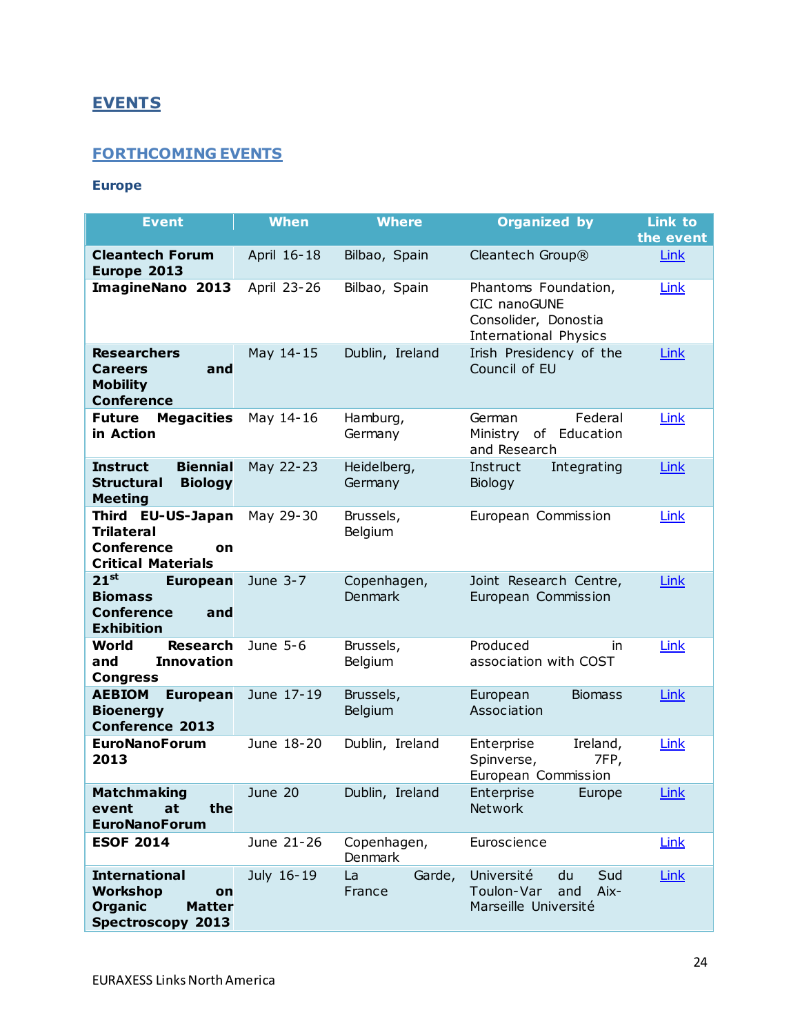## EVENTS

### FORTHCOMING EVENTS

#### Europe

| Event | When | Where | Organized by | Link to the event |
|---|---|---|---|---|
| **Cleantech Forum Europe 2013** | April 16-18 | Bilbao, Spain | Cleantech Group® | Link |
| **ImagineNano 2013** | April 23-26 | Bilbao, Spain | Phantoms Foundation, CIC nanoGUNE Consolider, Donostia International Physics | Link |
| **Researchers Careers and Mobility Conference** | May 14-15 | Dublin, Ireland | Irish Presidency of the Council of EU | Link |
| **Future Megacities in Action** | May 14-16 | Hamburg, Germany | German Federal Ministry of Education and Research | Link |
| **Instruct Biennial Structural Biology Meeting** | May 22-23 | Heidelberg, Germany | Instruct Integrating Biology | Link |
| **Third EU-US-Japan Trilateral Conference on Critical Materials** | May 29-30 | Brussels, Belgium | European Commission | Link |
| **21st European Biomass Conference and Exhibition** | June 3-7 | Copenhagen, Denmark | Joint Research Centre, European Commission | Link |
| **World Research and Innovation Congress** | June 5-6 | Brussels, Belgium | Produced in association with COST | Link |
| **AEBIOM European Bioenergy Conference 2013** | June 17-19 | Brussels, Belgium | European Biomass Association | Link |
| **EuroNanoForum 2013** | June 18-20 | Dublin, Ireland | Enterprise Ireland, Spinverse, 7FP, European Commission | Link |
| **Matchmaking event at the EuroNanoForum** | June 20 | Dublin, Ireland | Enterprise Europe Network | Link |
| **ESOF 2014** | June 21-26 | Copenhagen, Denmark | Euroscience | Link |
| **International Workshop on Organic Matter Spectroscopy 2013** | July 16-19 | La Garde, France | Université du Sud Toulon-Var and Aix-Marseille Université | Link |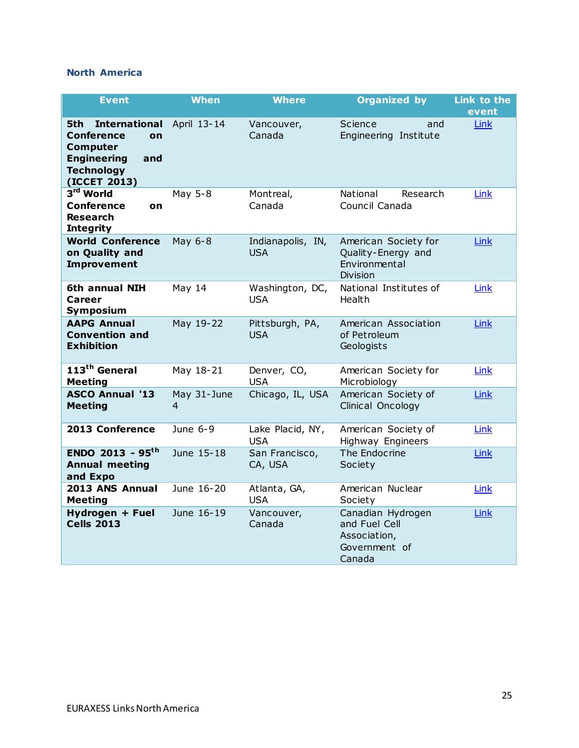### North America

| Event | When | Where | Organized by | Link to the event |
|---|---|---|---|---|
| **5th International Conference on Computer Engineering and Technology (ICCET 2013)** | April 13-14 | Vancouver, Canada | Science and Engineering Institute | Link |
| **3rd World Conference on Research Integrity** | May 5-8 | Montreal, Canada | National Research Council Canada | Link |
| **World Conference on Quality and Improvement** | May 6-8 | Indianapolis, IN, USA | American Society for Quality-Energy and Environmental Division | Link |
| **6th annual NIH Career Symposium** | May 14 | Washington, DC, USA | National Institutes of Health | Link |
| **AAPG Annual Convention and Exhibition** | May 19-22 | Pittsburgh, PA, USA | American Association of Petroleum Geologists | Link |
| **113th General Meeting** | May 18-21 | Denver, CO, USA | American Society for Microbiology | Link |
| **ASCO Annual '13 Meeting** | May 31-June 4 | Chicago, IL, USA | American Society of Clinical Oncology | Link |
| **2013 Conference** | June 6-9 | Lake Placid, NY, USA | American Society of Highway Engineers | Link |
| **ENDO 2013 - 95th Annual meeting and Expo** | June 15-18 | San Francisco, CA, USA | The Endocrine Society | Link |
| **2013 ANS Annual Meeting** | June 16-20 | Atlanta, GA, USA | American Nuclear Society | Link |
| **Hydrogen + Fuel Cells 2013** | June 16-19 | Vancouver, Canada | Canadian Hydrogen and Fuel Cell Association, Government of Canada | Link |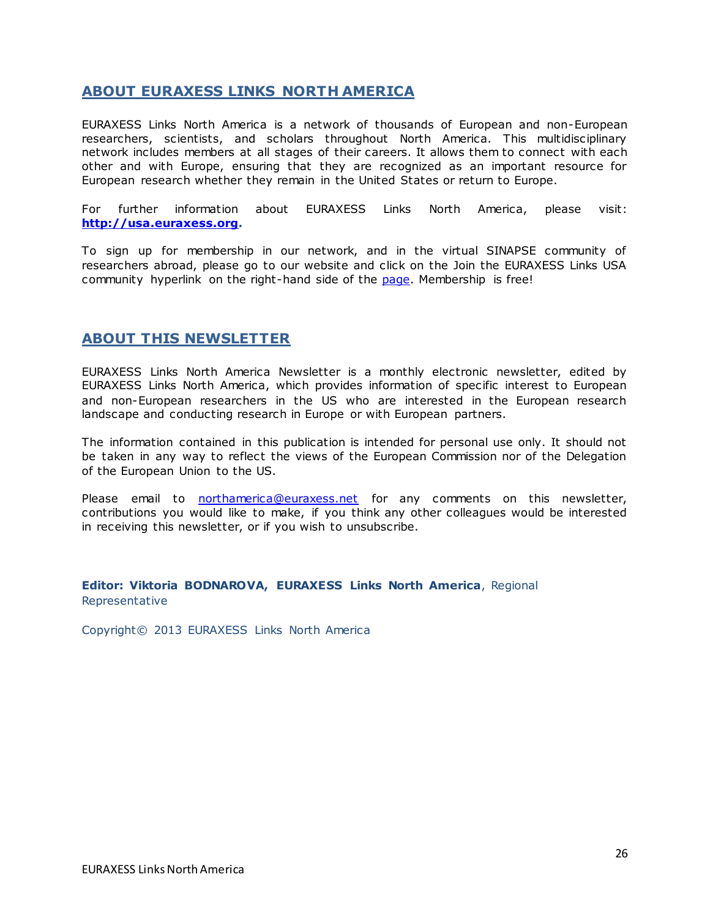## ABOUT EURAXESS LINKS NORTH AMERICA

EURAXESS Links North America is a network of thousands of European and non-European researchers, scientists, and scholars throughout North America. This multidisciplinary network includes members at all stages of their careers. It allows them to connect with each other and with Europe, ensuring that they are recognized as an important resource for European research whether they remain in the United States or return to Europe.

For further information about EURAXESS Links North America, please visit: **http://usa.euraxess.org.**

To sign up for membership in our network, and in the virtual SINAPSE community of researchers abroad, please go to our website and click on the Join the EURAXESS Links USA community hyperlink on the right-hand side of the page. Membership is free!

## ABOUT THIS NEWSLETTER

EURAXESS Links North America Newsletter is a monthly electronic newsletter, edited by EURAXESS Links North America, which provides information of specific interest to European and non-European researchers in the US who are interested in the European research landscape and conducting research in Europe or with European partners.

The information contained in this publication is intended for personal use only. It should not be taken in any way to reflect the views of the European Commission nor of the Delegation of the European Union to the US.

Please email to northamerica@euraxess.net for any comments on this newsletter, contributions you would like to make, if you think any other colleagues would be interested in receiving this newsletter, or if you wish to unsubscribe.

**Editor: Viktoria BODNAROVA, EURAXESS Links North America**, Regional Representative

Copyright© 2013 EURAXESS Links North America